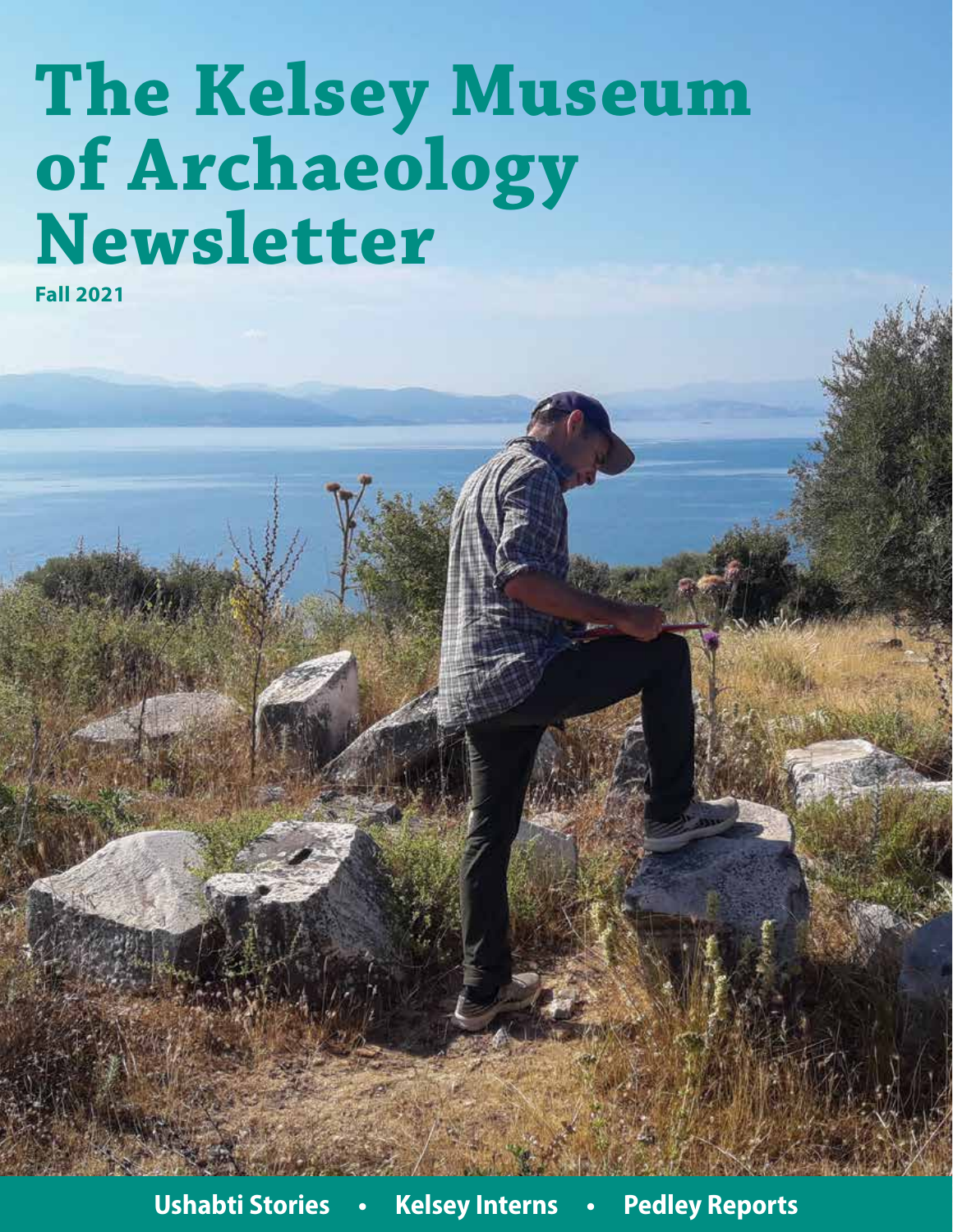# The Kelsey Museum of Archaeology Newsletter

**Fall 2021**

**Ushabti Stories • Kelsey Interns • Pedley Reports**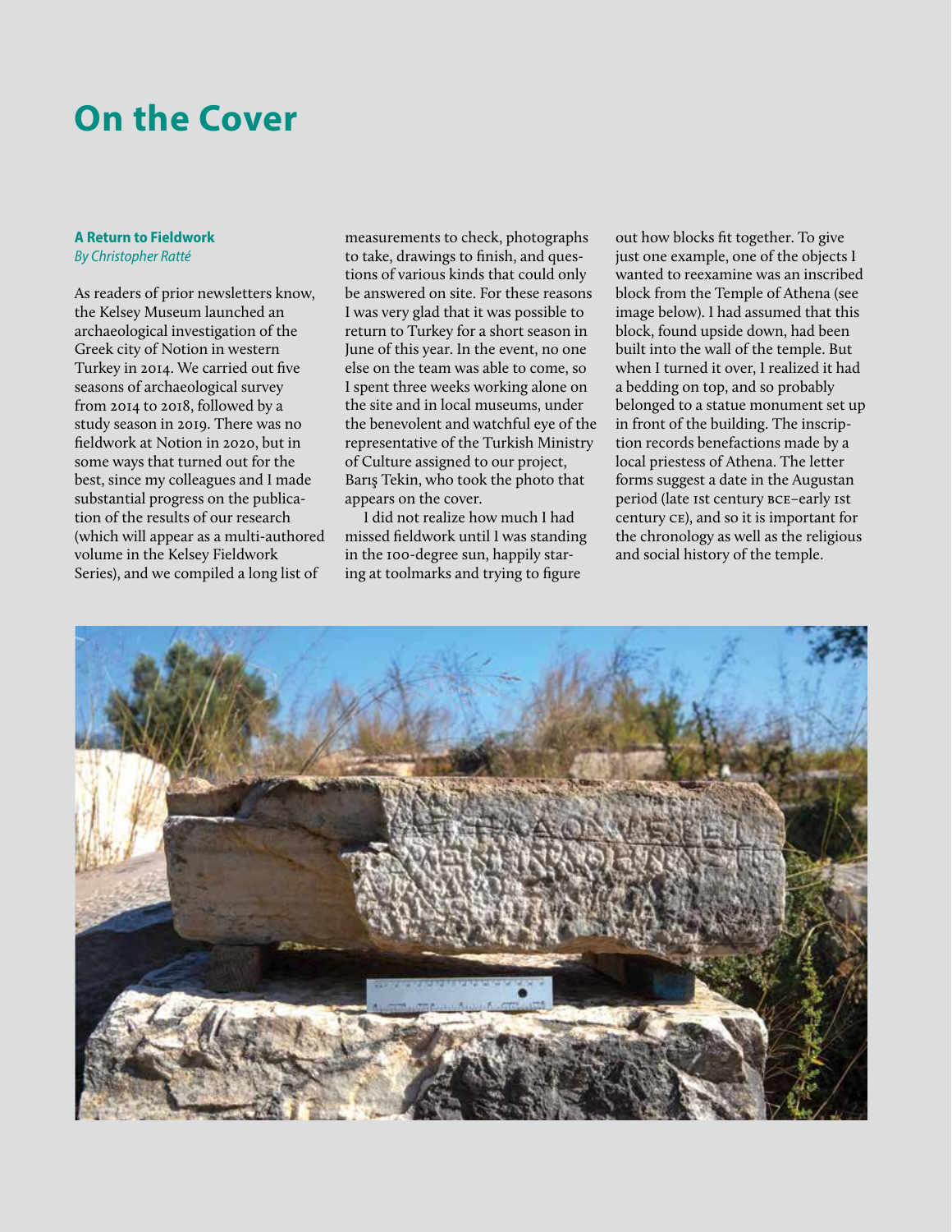# On the Cover

### A Return to Fieldwork

*By Christopher Ratté*

As readers of prior newsletters know, the Kelsey Museum launched an archaeological investigation of the Greek city of Notion in western Turkey in 2014. We carried out five seasons of archaeological survey from 2014 to 2018, followed by a study season in 2019. There was no fieldwork at Notion in 2020, but in some ways that turned out for the best, since my colleagues and I made substantial progress on the publication of the results of our research (which will appear as a multi-authored volume in the Kelsey Fieldwork Series), and we compiled a long list of measurements to check, photographs to take, drawings to finish, and questions of various kinds that could only be answered on site. For these reasons I was very glad that it was possible to return to Turkey for a short season in June of this year. In the event, no one else on the team was able to come, so I spent three weeks working alone on the site and in local museums, under the benevolent and watchful eye of the representative of the Turkish Ministry of Culture assigned to our project, Barış Tekin, who took the photo that appears on the cover.

I did not realize how much I had missed fieldwork until I was standing in the 100-degree sun, happily staring at toolmarks and trying to figure out how blocks fit together. To give just one example, one of the objects I wanted to reexamine was an inscribed block from the Temple of Athena (see image below). I had assumed that this block, found upside down, had been built into the wall of the temple. But when I turned it over, I realized it had a bedding on top, and so probably belonged to a statue monument set up in front of the building. The inscription records benefactions made by a local priestess of Athena. The letter forms suggest a date in the Augustan period (late 1st century BCE–early 1st century CE), and so it is important for the chronology as well as the religious and social history of the temple.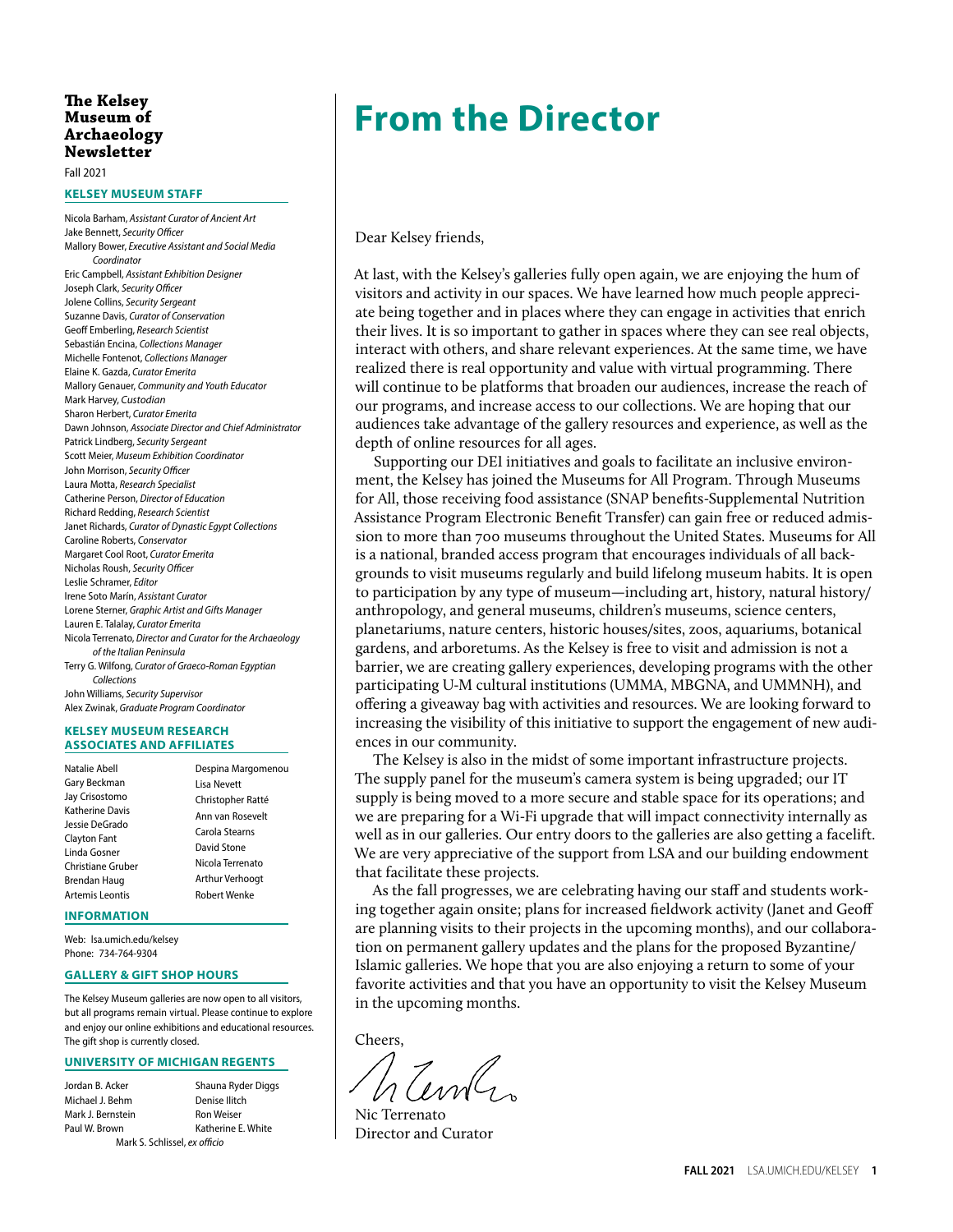**The Kelsey Museum of Archaeology Newsletter**

Fall 2021

**KELSEY MUSEUM STAFF**

Nicola Barham, *Assistant Curator of Ancient Art*
Jake Bennett, *Security Officer*
Mallory Bower, *Executive Assistant and Social Media Coordinator*
Eric Campbell, *Assistant Exhibition Designer*
Joseph Clark, *Security Officer*
Jolene Collins, *Security Sergeant*
Suzanne Davis, *Curator of Conservation*
Geoff Emberling, *Research Scientist*
Sebastián Encina, *Collections Manager*
Michelle Fontenot, *Collections Manager*
Elaine K. Gazda, *Curator Emerita*
Mallory Genauer, *Community and Youth Educator*
Mark Harvey, *Custodian*
Sharon Herbert, *Curator Emerita*
Dawn Johnson, *Associate Director and Chief Administrator*
Patrick Lindberg, *Security Sergeant*
Scott Meier, *Museum Exhibition Coordinator*
John Morrison, *Security Officer*
Laura Motta, *Research Specialist*
Catherine Person, *Director of Education*
Richard Redding, *Research Scientist*
Janet Richards, *Curator of Dynastic Egypt Collections*
Caroline Roberts, *Conservator*
Margaret Cool Root, *Curator Emerita*
Nicholas Roush, *Security Officer*
Leslie Schramer, *Editor*
Irene Soto Marín, *Assistant Curator*
Lorene Sterner, *Graphic Artist and Gifts Manager*
Lauren E. Talalay, *Curator Emerita*
Nicola Terrenato, *Director and Curator for the Archaeology of the Italian Peninsula*
Terry G. Wilfong, *Curator of Graeco-Roman Egyptian Collections*
John Williams, *Security Supervisor*
Alex Zwinak, *Graduate Program Coordinator*

**KELSEY MUSEUM RESEARCH ASSOCIATES AND AFFILIATES**

Natalie Abell
Gary Beckman
Jay Crisostomo
Katherine Davis
Jessie DeGrado
Clayton Fant
Linda Gosner
Christiane Gruber
Brendan Haug
Artemis Leontis
Despina Margomenou
Lisa Nevett
Christopher Ratté
Ann van Rosevelt
Carola Stearns
David Stone
Nicola Terrenato
Arthur Verhoogt
Robert Wenke

**INFORMATION**

Web: lsa.umich.edu/kelsey
Phone: 734-764-9304

**GALLERY & GIFT SHOP HOURS**

The Kelsey Museum galleries are now open to all visitors, but all programs remain virtual. Please continue to explore and enjoy our online exhibitions and educational resources. The gift shop is currently closed.

**UNIVERSITY OF MICHIGAN REGENTS**

Jordan B. Acker
Michael J. Behm
Mark J. Bernstein
Paul W. Brown
Shauna Ryder Diggs
Denise Ilitch
Ron Weiser
Katherine E. White
Mark S. Schlissel, *ex officio*

# From the Director

Dear Kelsey friends,

At last, with the Kelsey's galleries fully open again, we are enjoying the hum of visitors and activity in our spaces. We have learned how much people appreciate being together and in places where they can engage in activities that enrich their lives. It is so important to gather in spaces where they can see real objects, interact with others, and share relevant experiences. At the same time, we have realized there is real opportunity and value with virtual programming. There will continue to be platforms that broaden our audiences, increase the reach of our programs, and increase access to our collections. We are hoping that our audiences take advantage of the gallery resources and experience, as well as the depth of online resources for all ages.

Supporting our DEI initiatives and goals to facilitate an inclusive environment, the Kelsey has joined the Museums for All Program. Through Museums for All, those receiving food assistance (SNAP benefits-Supplemental Nutrition Assistance Program Electronic Benefit Transfer) can gain free or reduced admission to more than 700 museums throughout the United States. Museums for All is a national, branded access program that encourages individuals of all backgrounds to visit museums regularly and build lifelong museum habits. It is open to participation by any type of museum—including art, history, natural history/anthropology, and general museums, children's museums, science centers, planetariums, nature centers, historic houses/sites, zoos, aquariums, botanical gardens, and arboretums. As the Kelsey is free to visit and admission is not a barrier, we are creating gallery experiences, developing programs with the other participating U-M cultural institutions (UMMA, MBGNA, and UMMNH), and offering a giveaway bag with activities and resources. We are looking forward to increasing the visibility of this initiative to support the engagement of new audiences in our community.

The Kelsey is also in the midst of some important infrastructure projects. The supply panel for the museum's camera system is being upgraded; our IT supply is being moved to a more secure and stable space for its operations; and we are preparing for a Wi-Fi upgrade that will impact connectivity internally as well as in our galleries. Our entry doors to the galleries are also getting a facelift. We are very appreciative of the support from LSA and our building endowment that facilitate these projects.

As the fall progresses, we are celebrating having our staff and students working together again onsite; plans for increased fieldwork activity (Janet and Geoff are planning visits to their projects in the upcoming months), and our collaboration on permanent gallery updates and the plans for the proposed Byzantine/Islamic galleries. We hope that you are also enjoying a return to some of your favorite activities and that you have an opportunity to visit the Kelsey Museum in the upcoming months.

Cheers,

Nic Terrenato
Director and Curator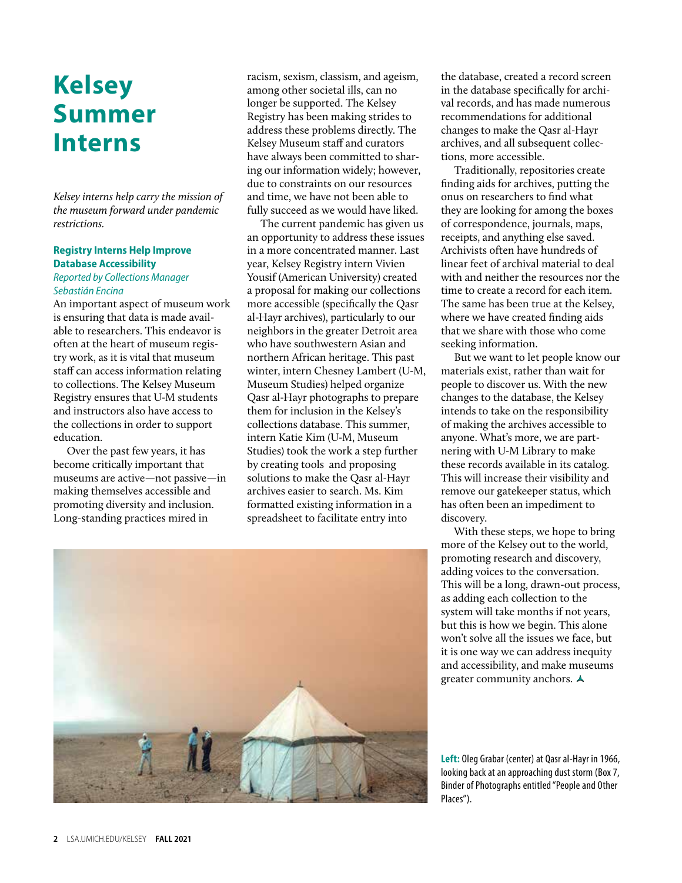# Kelsey Summer Interns

*Kelsey interns help carry the mission of the museum forward under pandemic restrictions.*

## Registry Interns Help Improve Database Accessibility

*Reported by Collections Manager Sebastián Encina*

An important aspect of museum work is ensuring that data is made available to researchers. This endeavor is often at the heart of museum registry work, as it is vital that museum staff can access information relating to collections. The Kelsey Museum Registry ensures that U-M students and instructors also have access to the collections in order to support education.

Over the past few years, it has become critically important that museums are active—not passive—in making themselves accessible and promoting diversity and inclusion. Long-standing practices mired in racism, sexism, classism, and ageism, among other societal ills, can no longer be supported. The Kelsey Registry has been making strides to address these problems directly. The Kelsey Museum staff and curators have always been committed to sharing our information widely; however, due to constraints on our resources and time, we have not been able to fully succeed as we would have liked.

The current pandemic has given us an opportunity to address these issues in a more concentrated manner. Last year, Kelsey Registry intern Vivien Yousif (American University) created a proposal for making our collections more accessible (specifically the Qasr al-Hayr archives), particularly to our neighbors in the greater Detroit area who have southwestern Asian and northern African heritage. This past winter, intern Chesney Lambert (U-M, Museum Studies) helped organize Qasr al-Hayr photographs to prepare them for inclusion in the Kelsey's collections database. This summer, intern Katie Kim (U-M, Museum Studies) took the work a step further by creating tools and proposing solutions to make the Qasr al-Hayr archives easier to search. Ms. Kim formatted existing information in a spreadsheet to facilitate entry into the database, created a record screen in the database specifically for archival records, and has made numerous recommendations for additional changes to make the Qasr al-Hayr archives, and all subsequent collections, more accessible.

Traditionally, repositories create finding aids for archives, putting the onus on researchers to find what they are looking for among the boxes of correspondence, journals, maps, receipts, and anything else saved. Archivists often have hundreds of linear feet of archival material to deal with and neither the resources nor the time to create a record for each item. The same has been true at the Kelsey, where we have created finding aids that we share with those who come seeking information.

But we want to let people know our materials exist, rather than wait for people to discover us. With the new changes to the database, the Kelsey intends to take on the responsibility of making the archives accessible to anyone. What's more, we are partnering with U-M Library to make these records available in its catalog. This will increase their visibility and remove our gatekeeper status, which has often been an impediment to discovery.

With these steps, we hope to bring more of the Kelsey out to the world, promoting research and discovery, adding voices to the conversation. This will be a long, drawn-out process, as adding each collection to the system will take months if not years, but this is how we begin. This alone won't solve all the issues we face, but it is one way we can address inequity and accessibility, and make museums greater community anchors.

**Left:** Oleg Grabar (center) at Qasr al-Hayr in 1966, looking back at an approaching dust storm (Box 7, Binder of Photographs entitled "People and Other Places").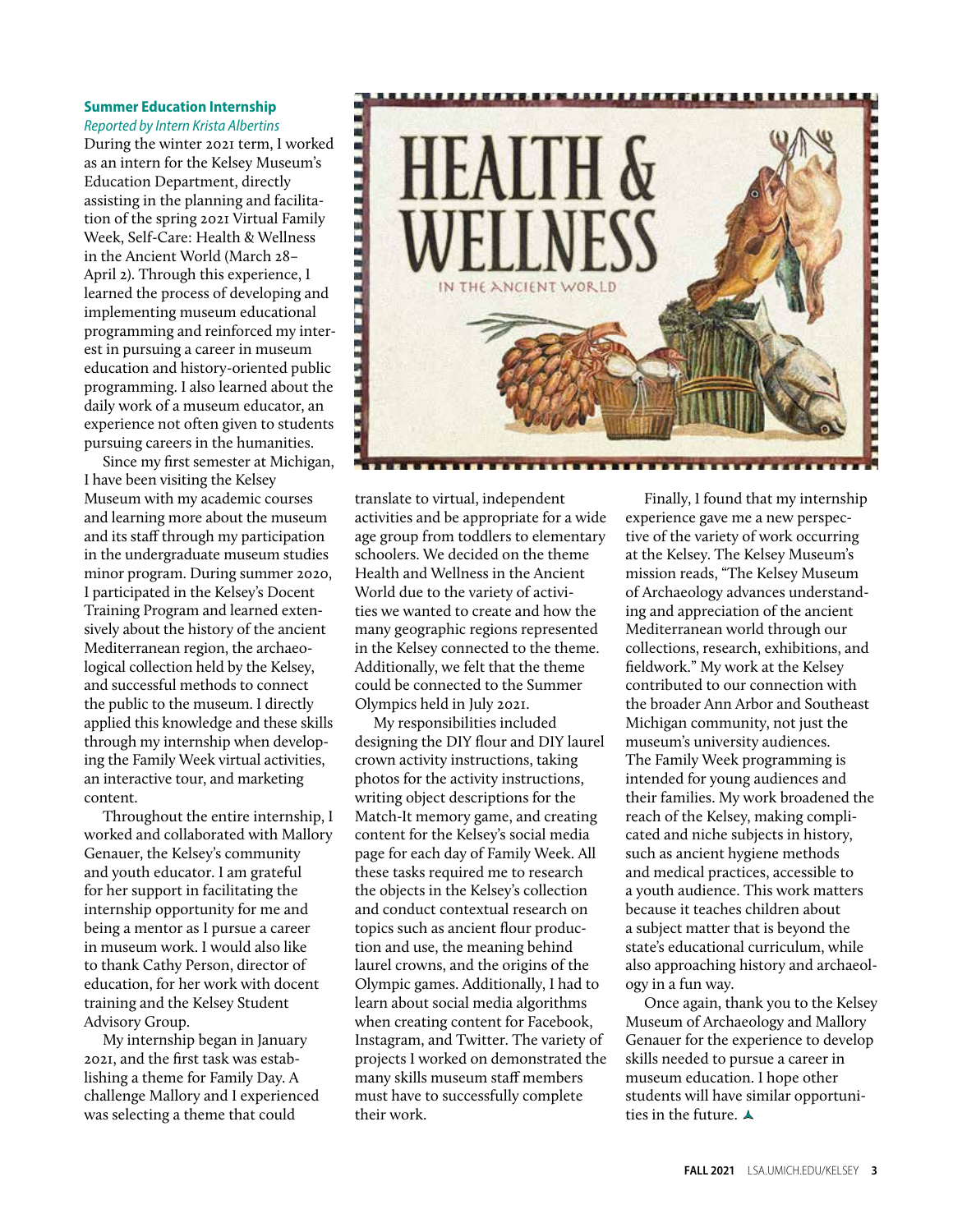### Summer Education Internship

*Reported by Intern Krista Albertins*

During the winter 2021 term, I worked as an intern for the Kelsey Museum's Education Department, directly assisting in the planning and facilitation of the spring 2021 Virtual Family Week, Self-Care: Health & Wellness in the Ancient World (March 28–April 2). Through this experience, I learned the process of developing and implementing museum educational programming and reinforced my interest in pursuing a career in museum education and history-oriented public programming. I also learned about the daily work of a museum educator, an experience not often given to students pursuing careers in the humanities.

Since my first semester at Michigan, I have been visiting the Kelsey Museum with my academic courses and learning more about the museum and its staff through my participation in the undergraduate museum studies minor program. During summer 2020, I participated in the Kelsey's Docent Training Program and learned extensively about the history of the ancient Mediterranean region, the archaeological collection held by the Kelsey, and successful methods to connect the public to the museum. I directly applied this knowledge and these skills through my internship when developing the Family Week virtual activities, an interactive tour, and marketing content.

Throughout the entire internship, I worked and collaborated with Mallory Genauer, the Kelsey's community and youth educator. I am grateful for her support in facilitating the internship opportunity for me and being a mentor as I pursue a career in museum work. I would also like to thank Cathy Person, director of education, for her work with docent training and the Kelsey Student Advisory Group.

My internship began in January 2021, and the first task was establishing a theme for Family Day. A challenge Mallory and I experienced was selecting a theme that could translate to virtual, independent activities and be appropriate for a wide age group from toddlers to elementary schoolers. We decided on the theme Health and Wellness in the Ancient World due to the variety of activities we wanted to create and how the many geographic regions represented in the Kelsey connected to the theme. Additionally, we felt that the theme could be connected to the Summer Olympics held in July 2021.

My responsibilities included designing the DIY flour and DIY laurel crown activity instructions, taking photos for the activity instructions, writing object descriptions for the Match-It memory game, and creating content for the Kelsey's social media page for each day of Family Week. All these tasks required me to research the objects in the Kelsey's collection and conduct contextual research on topics such as ancient flour production and use, the meaning behind laurel crowns, and the origins of the Olympic games. Additionally, I had to learn about social media algorithms when creating content for Facebook, Instagram, and Twitter. The variety of projects I worked on demonstrated the many skills museum staff members must have to successfully complete their work.

Finally, I found that my internship experience gave me a new perspective of the variety of work occurring at the Kelsey. The Kelsey Museum's mission reads, "The Kelsey Museum of Archaeology advances understanding and appreciation of the ancient Mediterranean world through our collections, research, exhibitions, and fieldwork." My work at the Kelsey contributed to our connection with the broader Ann Arbor and Southeast Michigan community, not just the museum's university audiences. The Family Week programming is intended for young audiences and their families. My work broadened the reach of the Kelsey, making complicated and niche subjects in history, such as ancient hygiene methods and medical practices, accessible to a youth audience. This work matters because it teaches children about a subject matter that is beyond the state's educational curriculum, while also approaching history and archaeology in a fun way.

Once again, thank you to the Kelsey Museum of Archaeology and Mallory Genauer for the experience to develop skills needed to pursue a career in museum education. I hope other students will have similar opportunities in the future.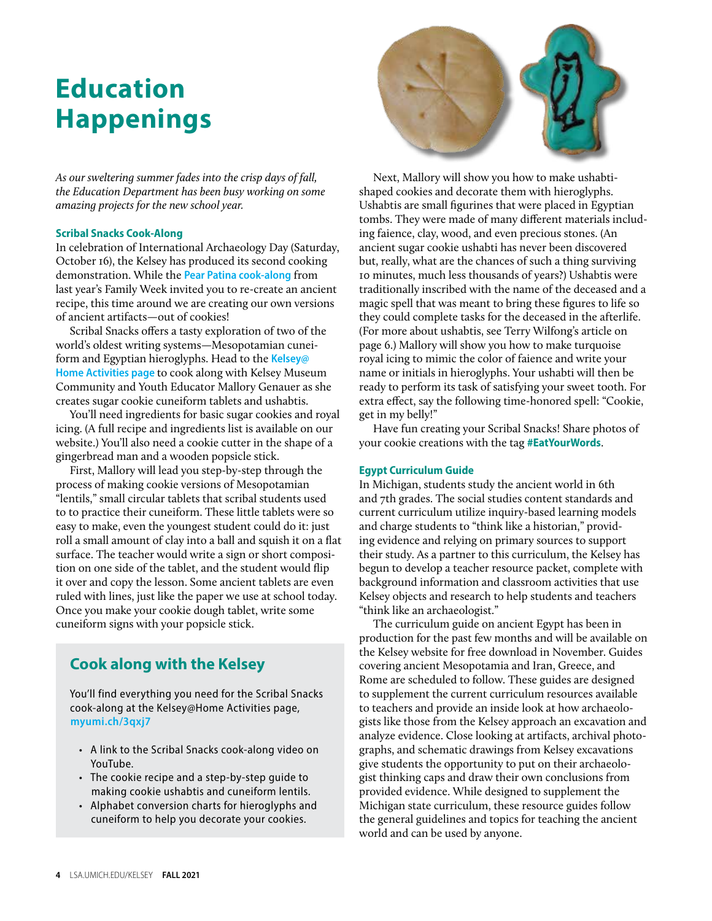# Education Happenings

*As our sweltering summer fades into the crisp days of fall, the Education Department has been busy working on some amazing projects for the new school year.*

### Scribal Snacks Cook-Along

In celebration of International Archaeology Day (Saturday, October 16), the Kelsey has produced its second cooking demonstration. While the Pear Patina cook-along from last year's Family Week invited you to re-create an ancient recipe, this time around we are creating our own versions of ancient artifacts—out of cookies!

Scribal Snacks offers a tasty exploration of two of the world's oldest writing systems—Mesopotamian cuneiform and Egyptian hieroglyphs. Head to the Kelsey@Home Activities page to cook along with Kelsey Museum Community and Youth Educator Mallory Genauer as she creates sugar cookie cuneiform tablets and ushabtis.

You'll need ingredients for basic sugar cookies and royal icing. (A full recipe and ingredients list is available on our website.) You'll also need a cookie cutter in the shape of a gingerbread man and a wooden popsicle stick.

First, Mallory will lead you step-by-step through the process of making cookie versions of Mesopotamian "lentils," small circular tablets that scribal students used to to practice their cuneiform. These little tablets were so easy to make, even the youngest student could do it: just roll a small amount of clay into a ball and squish it on a flat surface. The teacher would write a sign or short composition on one side of the tablet, and the student would flip it over and copy the lesson. Some ancient tablets are even ruled with lines, just like the paper we use at school today. Once you make your cookie dough tablet, write some cuneiform signs with your popsicle stick.

## Cook along with the Kelsey

You'll find everything you need for the Scribal Snacks cook-along at the Kelsey@Home Activities page, myumi.ch/3qxj7

- A link to the Scribal Snacks cook-along video on YouTube.
- The cookie recipe and a step-by-step guide to making cookie ushabtis and cuneiform lentils.
- Alphabet conversion charts for hieroglyphs and cuneiform to help you decorate your cookies.

Next, Mallory will show you how to make ushabti-shaped cookies and decorate them with hieroglyphs. Ushabtis are small figurines that were placed in Egyptian tombs. They were made of many different materials including faience, clay, wood, and even precious stones. (An ancient sugar cookie ushabti has never been discovered but, really, what are the chances of such a thing surviving 10 minutes, much less thousands of years?) Ushabtis were traditionally inscribed with the name of the deceased and a magic spell that was meant to bring these figures to life so they could complete tasks for the deceased in the afterlife. (For more about ushabtis, see Terry Wilfong's article on page 6.) Mallory will show you how to make turquoise royal icing to mimic the color of faience and write your name or initials in hieroglyphs. Your ushabti will then be ready to perform its task of satisfying your sweet tooth. For extra effect, say the following time-honored spell: "Cookie, get in my belly!"

Have fun creating your Scribal Snacks! Share photos of your cookie creations with the tag **#EatYourWords**.

### Egypt Curriculum Guide

In Michigan, students study the ancient world in 6th and 7th grades. The social studies content standards and current curriculum utilize inquiry-based learning models and charge students to "think like a historian," providing evidence and relying on primary sources to support their study. As a partner to this curriculum, the Kelsey has begun to develop a teacher resource packet, complete with background information and classroom activities that use Kelsey objects and research to help students and teachers "think like an archaeologist."

The curriculum guide on ancient Egypt has been in production for the past few months and will be available on the Kelsey website for free download in November. Guides covering ancient Mesopotamia and Iran, Greece, and Rome are scheduled to follow. These guides are designed to supplement the current curriculum resources available to teachers and provide an inside look at how archaeologists like those from the Kelsey approach an excavation and analyze evidence. Close looking at artifacts, archival photographs, and schematic drawings from Kelsey excavations give students the opportunity to put on their archaeologist thinking caps and draw their own conclusions from provided evidence. While designed to supplement the Michigan state curriculum, these resource guides follow the general guidelines and topics for teaching the ancient world and can be used by anyone.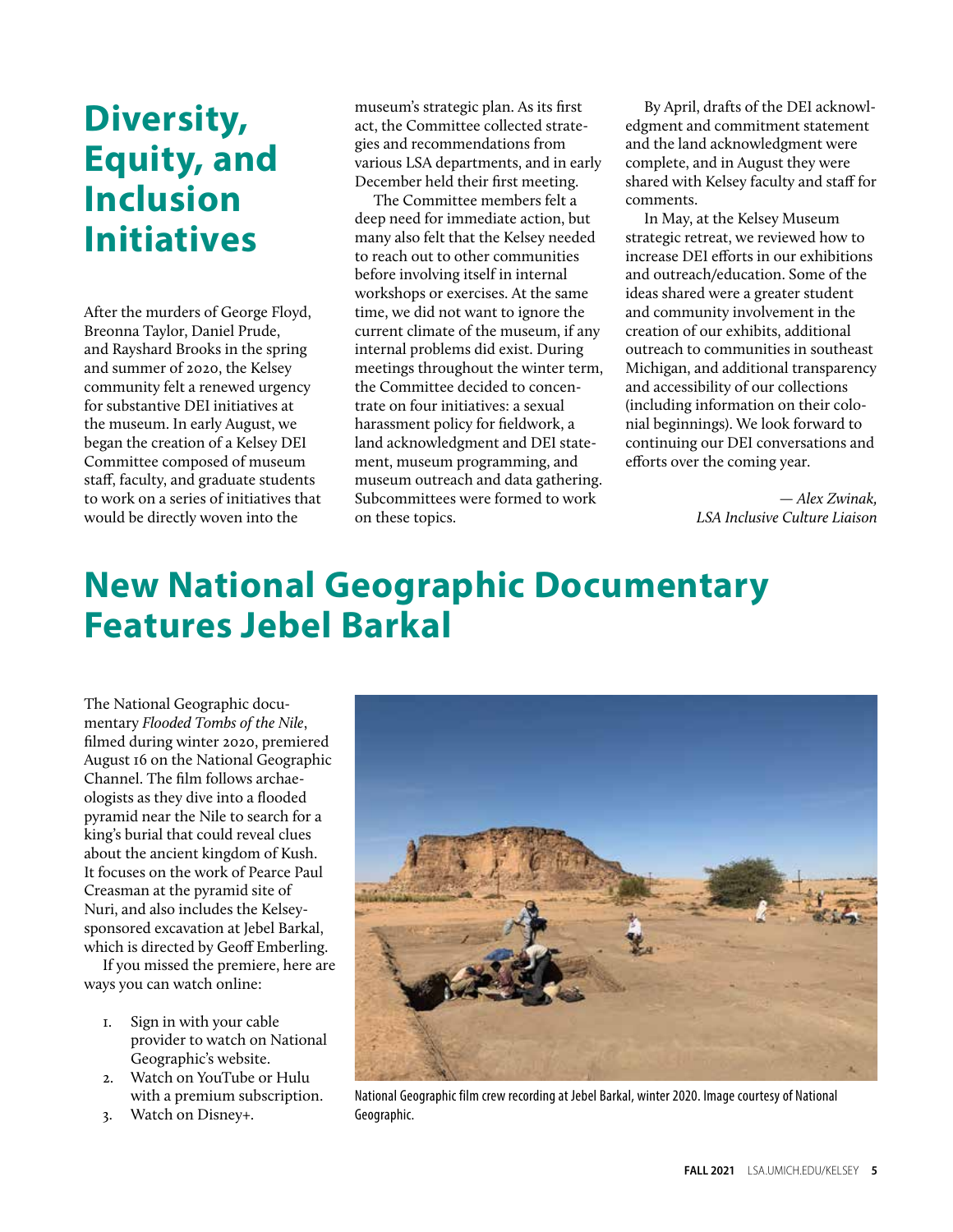# Diversity, Equity, and Inclusion Initiatives

After the murders of George Floyd, Breonna Taylor, Daniel Prude, and Rayshard Brooks in the spring and summer of 2020, the Kelsey community felt a renewed urgency for substantive DEI initiatives at the museum. In early August, we began the creation of a Kelsey DEI Committee composed of museum staff, faculty, and graduate students to work on a series of initiatives that would be directly woven into the museum's strategic plan. As its first act, the Committee collected strategies and recommendations from various LSA departments, and in early December held their first meeting.

The Committee members felt a deep need for immediate action, but many also felt that the Kelsey needed to reach out to other communities before involving itself in internal workshops or exercises. At the same time, we did not want to ignore the current climate of the museum, if any internal problems did exist. During meetings throughout the winter term, the Committee decided to concentrate on four initiatives: a sexual harassment policy for fieldwork, a land acknowledgment and DEI statement, museum programming, and museum outreach and data gathering. Subcommittees were formed to work on these topics.

By April, drafts of the DEI acknowledgment and commitment statement and the land acknowledgment were complete, and in August they were shared with Kelsey faculty and staff for comments.

In May, at the Kelsey Museum strategic retreat, we reviewed how to increase DEI efforts in our exhibitions and outreach/education. Some of the ideas shared were a greater student and community involvement in the creation of our exhibits, additional outreach to communities in southeast Michigan, and additional transparency and accessibility of our collections (including information on their colonial beginnings). We look forward to continuing our DEI conversations and efforts over the coming year.

*— Alex Zwinak, LSA Inclusive Culture Liaison*

# New National Geographic Documentary Features Jebel Barkal

The National Geographic documentary *Flooded Tombs of the Nile*, filmed during winter 2020, premiered August 16 on the National Geographic Channel. The film follows archaeologists as they dive into a flooded pyramid near the Nile to search for a king's burial that could reveal clues about the ancient kingdom of Kush. It focuses on the work of Pearce Paul Creasman at the pyramid site of Nuri, and also includes the Kelsey-sponsored excavation at Jebel Barkal, which is directed by Geoff Emberling.

If you missed the premiere, here are ways you can watch online:

1. Sign in with your cable provider to watch on National Geographic's website.
2. Watch on YouTube or Hulu with a premium subscription.
3. Watch on Disney+.

National Geographic film crew recording at Jebel Barkal, winter 2020. Image courtesy of National Geographic.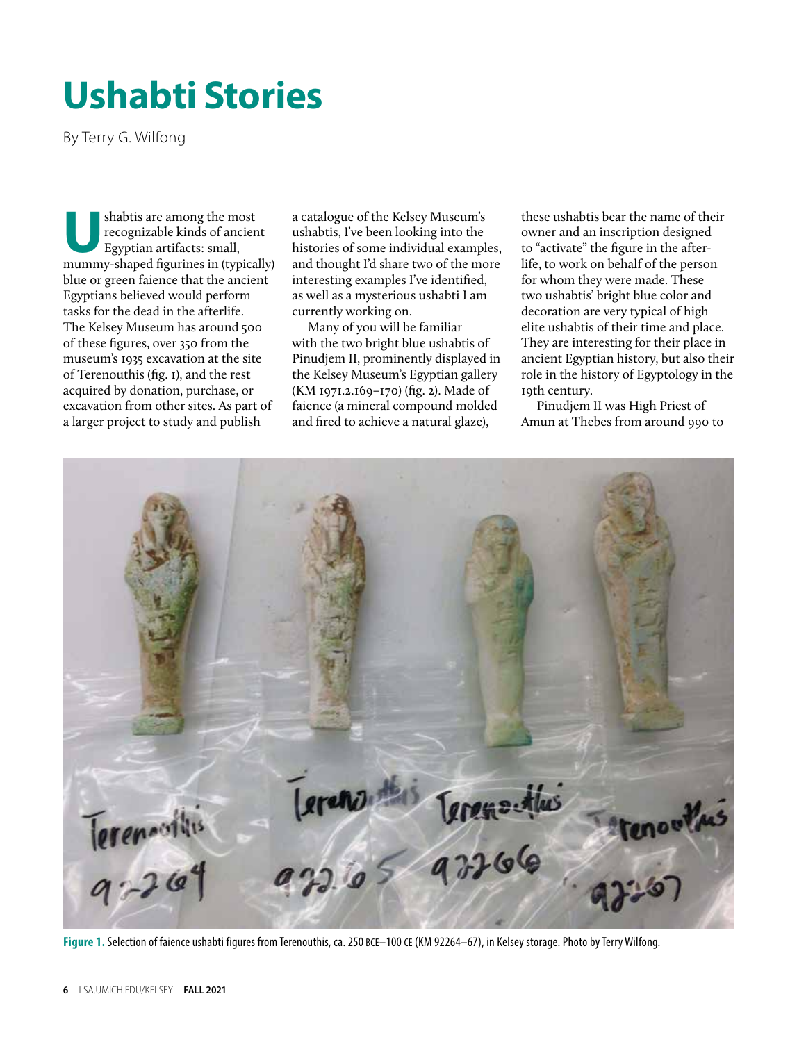# Ushabti Stories

By Terry G. Wilfong

Ushabtis are among the most recognizable kinds of ancient Egyptian artifacts: small, mummy-shaped figurines in (typically) blue or green faience that the ancient Egyptians believed would perform tasks for the dead in the afterlife. The Kelsey Museum has around 500 of these figures, over 350 from the museum's 1935 excavation at the site of Terenouthis (fig. 1), and the rest acquired by donation, purchase, or excavation from other sites. As part of a larger project to study and publish a catalogue of the Kelsey Museum's ushabtis, I've been looking into the histories of some individual examples, and thought I'd share two of the more interesting examples I've identified, as well as a mysterious ushabti I am currently working on.

Many of you will be familiar with the two bright blue ushabtis of Pinudjem II, prominently displayed in the Kelsey Museum's Egyptian gallery (KM 1971.2.169–170) (fig. 2). Made of faience (a mineral compound molded and fired to achieve a natural glaze), these ushabtis bear the name of their owner and an inscription designed to "activate" the figure in the afterlife, to work on behalf of the person for whom they were made. These two ushabtis' bright blue color and decoration are very typical of high elite ushabtis of their time and place. They are interesting for their place in ancient Egyptian history, but also their role in the history of Egyptology in the 19th century.

Pinudjem II was High Priest of Amun at Thebes from around 990 to

**Figure 1.** Selection of faience ushabti figures from Terenouthis, ca. 250 BCE–100 CE (KM 92264–67), in Kelsey storage. Photo by Terry Wilfong.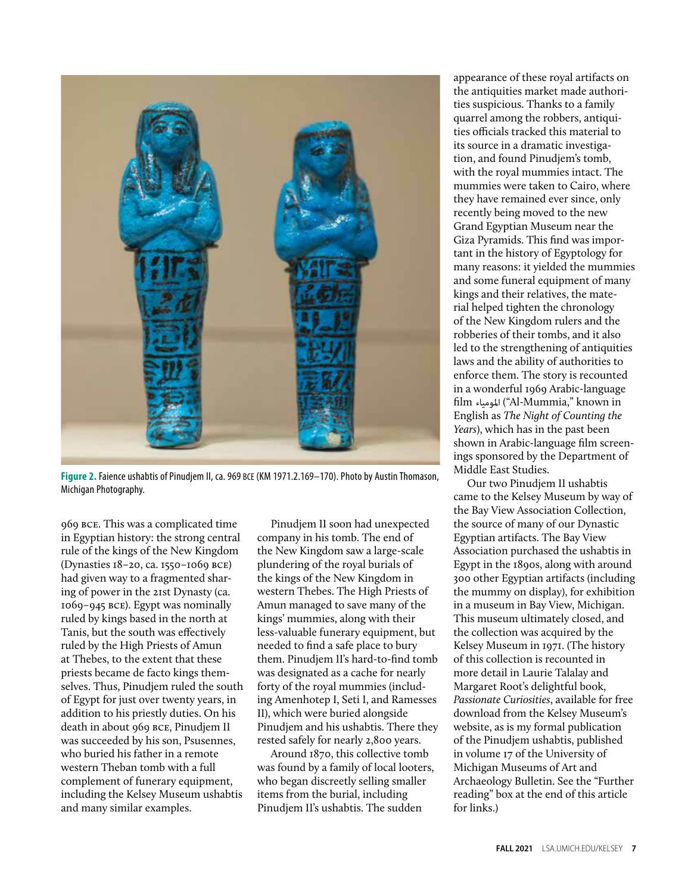Figure 2. Faience ushabtis of Pinudjem II, ca. 969 BCE (KM 1971.2.169–170). Photo by Austin Thomason, Michigan Photography.

969 BCE. This was a complicated time in Egyptian history: the strong central rule of the kings of the New Kingdom (Dynasties 18–20, ca. 1550–1069 BCE) had given way to a fragmented sharing of power in the 21st Dynasty (ca. 1069–945 BCE). Egypt was nominally ruled by kings based in the north at Tanis, but the south was effectively ruled by the High Priests of Amun at Thebes, to the extent that these priests became de facto kings themselves. Thus, Pinudjem ruled the south of Egypt for just over twenty years, in addition to his priestly duties. On his death in about 969 BCE, Pinudjem II was succeeded by his son, Psusennes, who buried his father in a remote western Theban tomb with a full complement of funerary equipment, including the Kelsey Museum ushabtis and many similar examples.

Pinudjem II soon had unexpected company in his tomb. The end of the New Kingdom saw a large-scale plundering of the royal burials of the kings of the New Kingdom in western Thebes. The High Priests of Amun managed to save many of the kings' mummies, along with their less-valuable funerary equipment, but needed to find a safe place to bury them. Pinudjem II's hard-to-find tomb was designated as a cache for nearly forty of the royal mummies (including Amenhotep I, Seti I, and Ramesses II), which were buried alongside Pinudjem and his ushabtis. There they rested safely for nearly 2,800 years.

Around 1870, this collective tomb was found by a family of local looters, who began discreetly selling smaller items from the burial, including Pinudjem II's ushabtis. The sudden appearance of these royal artifacts on the antiquities market made authorities suspicious. Thanks to a family quarrel among the robbers, antiquities officials tracked this material to its source in a dramatic investigation, and found Pinudjem's tomb, with the royal mummies intact. The mummies were taken to Cairo, where they have remained ever since, only recently being moved to the new Grand Egyptian Museum near the Giza Pyramids. This find was important in the history of Egyptology for many reasons: it yielded the mummies and some funeral equipment of many kings and their relatives, the material helped tighten the chronology of the New Kingdom rulers and the robberies of their tombs, and it also led to the strengthening of antiquities laws and the ability of authorities to enforce them. The story is recounted in a wonderful 1969 Arabic-language film المومياء ("Al-Mummia," known in English as *The Night of Counting the Years*), which has in the past been shown in Arabic-language film screenings sponsored by the Department of Middle East Studies.

Our two Pinudjem II ushabtis came to the Kelsey Museum by way of the Bay View Association Collection, the source of many of our Dynastic Egyptian artifacts. The Bay View Association purchased the ushabtis in Egypt in the 1890s, along with around 300 other Egyptian artifacts (including the mummy on display), for exhibition in a museum in Bay View, Michigan. This museum ultimately closed, and the collection was acquired by the Kelsey Museum in 1971. (The history of this collection is recounted in more detail in Laurie Talalay and Margaret Root's delightful book, *Passionate Curiosities*, available for free download from the Kelsey Museum's website, as is my formal publication of the Pinudjem ushabtis, published in volume 17 of the University of Michigan Museums of Art and Archaeology Bulletin. See the "Further reading" box at the end of this article for links.)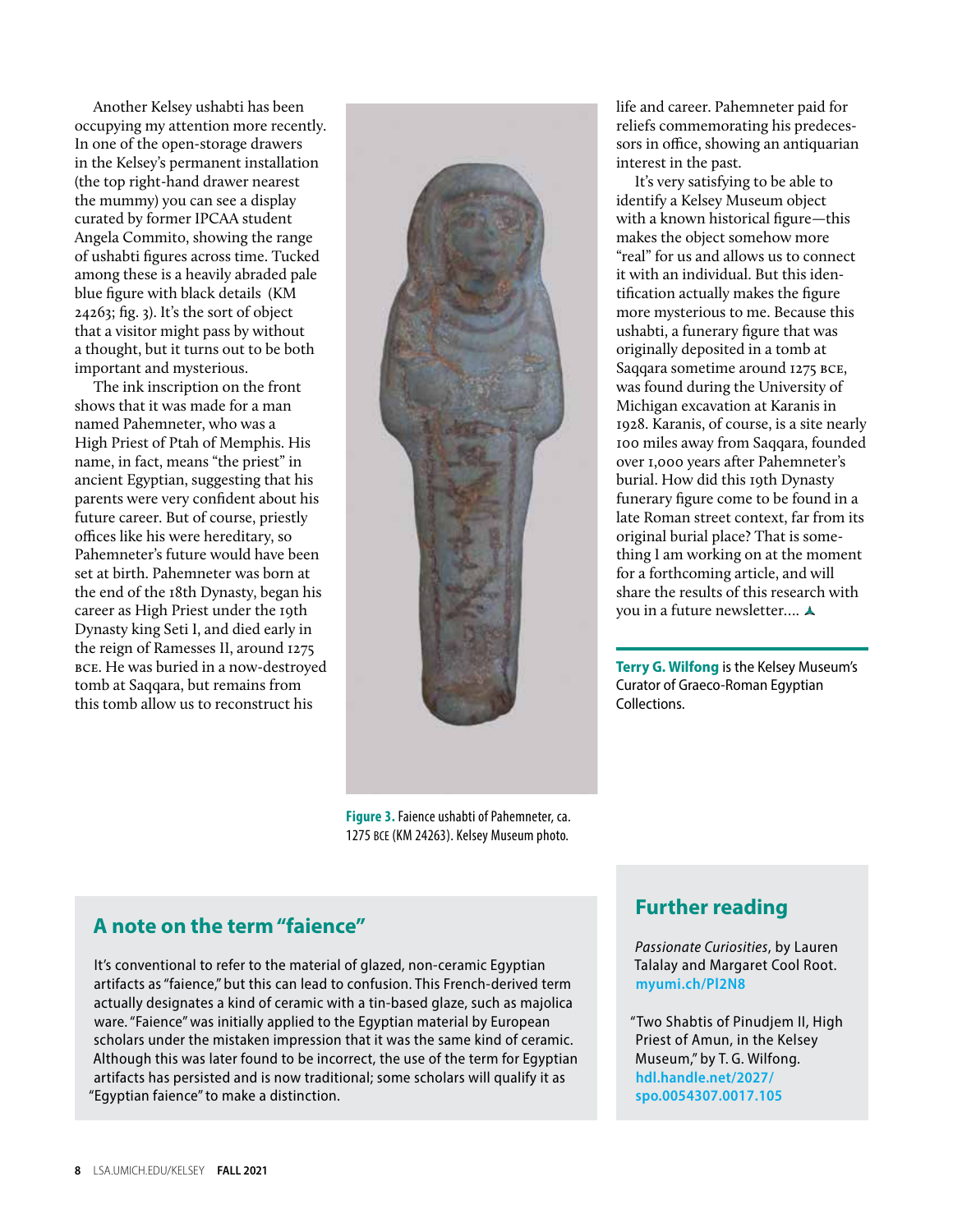Another Kelsey ushabti has been occupying my attention more recently. In one of the open-storage drawers in the Kelsey's permanent installation (the top right-hand drawer nearest the mummy) you can see a display curated by former IPCAA student Angela Commito, showing the range of ushabti figures across time. Tucked among these is a heavily abraded pale blue figure with black details (KM 24263; fig. 3). It's the sort of object that a visitor might pass by without a thought, but it turns out to be both important and mysterious.

The ink inscription on the front shows that it was made for a man named Pahemneter, who was a High Priest of Ptah of Memphis. His name, in fact, means "the priest" in ancient Egyptian, suggesting that his parents were very confident about his future career. But of course, priestly offices like his were hereditary, so Pahemneter's future would have been set at birth. Pahemneter was born at the end of the 18th Dynasty, began his career as High Priest under the 19th Dynasty king Seti I, and died early in the reign of Ramesses II, around 1275 BCE. He was buried in a now-destroyed tomb at Saqqara, but remains from this tomb allow us to reconstruct his life and career. Pahemneter paid for reliefs commemorating his predecessors in office, showing an antiquarian interest in the past.

It's very satisfying to be able to identify a Kelsey Museum object with a known historical figure—this makes the object somehow more "real" for us and allows us to connect it with an individual. But this identification actually makes the figure more mysterious to me. Because this ushabti, a funerary figure that was originally deposited in a tomb at Saqqara sometime around 1275 BCE, was found during the University of Michigan excavation at Karanis in 1928. Karanis, of course, is a site nearly 100 miles away from Saqqara, founded over 1,000 years after Pahemneter's burial. How did this 19th Dynasty funerary figure come to be found in a late Roman street context, far from its original burial place? That is something I am working on at the moment for a forthcoming article, and will share the results of this research with you in a future newsletter....

**Figure 3.** Faience ushabti of Pahemneter, ca. 1275 BCE (KM 24263). Kelsey Museum photo.

**Terry G. Wilfong** is the Kelsey Museum's Curator of Graeco-Roman Egyptian Collections.

## A note on the term "faience"

It's conventional to refer to the material of glazed, non-ceramic Egyptian artifacts as "faience," but this can lead to confusion. This French-derived term actually designates a kind of ceramic with a tin-based glaze, such as majolica ware. "Faience" was initially applied to the Egyptian material by European scholars under the mistaken impression that it was the same kind of ceramic. Although this was later found to be incorrect, the use of the term for Egyptian artifacts has persisted and is now traditional; some scholars will qualify it as "Egyptian faience" to make a distinction.

## Further reading

*Passionate Curiosities*, by Lauren Talalay and Margaret Cool Root. **myumi.ch/Pl2N8**

"Two Shabtis of Pinudjem II, High Priest of Amun, in the Kelsey Museum," by T. G. Wilfong. **hdl.handle.net/2027/spo.0054307.0017.105**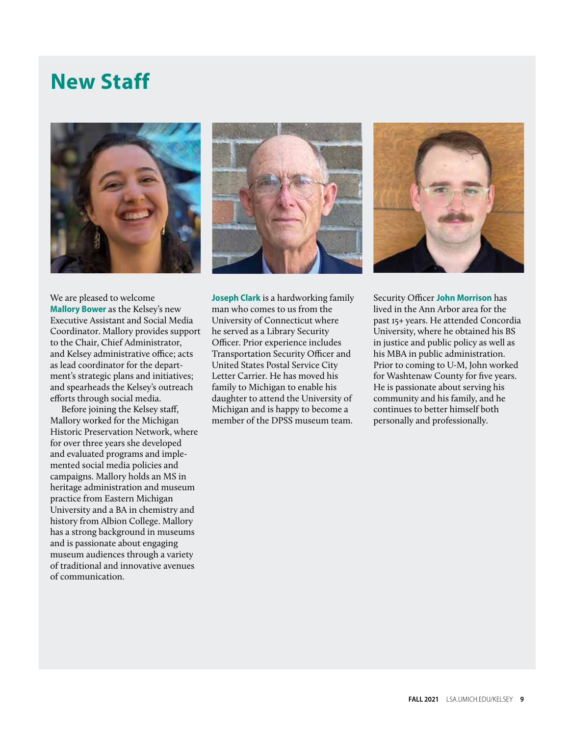# New Staff

We are pleased to welcome **Mallory Bower** as the Kelsey's new Executive Assistant and Social Media Coordinator. Mallory provides support to the Chair, Chief Administrator, and Kelsey administrative office; acts as lead coordinator for the department's strategic plans and initiatives; and spearheads the Kelsey's outreach efforts through social media.

Before joining the Kelsey staff, Mallory worked for the Michigan Historic Preservation Network, where for over three years she developed and evaluated programs and implemented social media policies and campaigns. Mallory holds an MS in heritage administration and museum practice from Eastern Michigan University and a BA in chemistry and history from Albion College. Mallory has a strong background in museums and is passionate about engaging museum audiences through a variety of traditional and innovative avenues of communication.

**Joseph Clark** is a hardworking family man who comes to us from the University of Connecticut where he served as a Library Security Officer. Prior experience includes Transportation Security Officer and United States Postal Service City Letter Carrier. He has moved his family to Michigan to enable his daughter to attend the University of Michigan and is happy to become a member of the DPSS museum team.

Security Officer **John Morrison** has lived in the Ann Arbor area for the past 15+ years. He attended Concordia University, where he obtained his BS in justice and public policy as well as his MBA in public administration. Prior to coming to U-M, John worked for Washtenaw County for five years. He is passionate about serving his community and his family, and he continues to better himself both personally and professionally.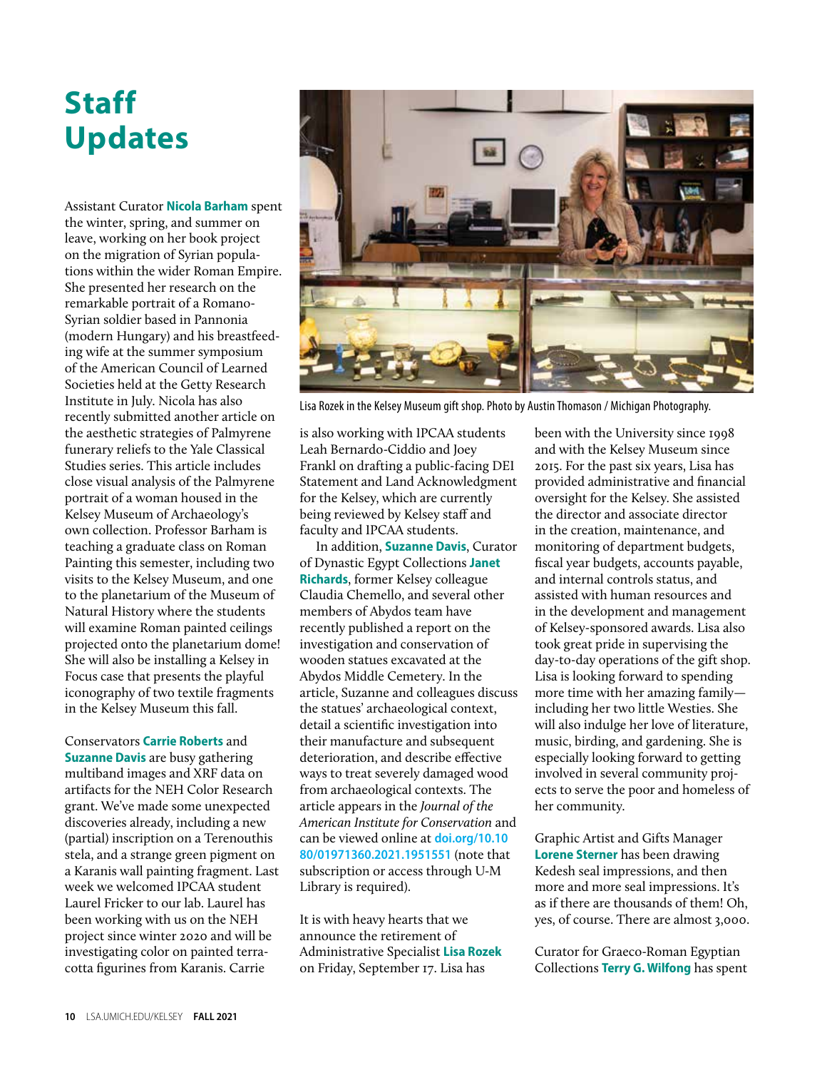# Staff Updates

Assistant Curator **Nicola Barham** spent the winter, spring, and summer on leave, working on her book project on the migration of Syrian populations within the wider Roman Empire. She presented her research on the remarkable portrait of a Romano-Syrian soldier based in Pannonia (modern Hungary) and his breastfeeding wife at the summer symposium of the American Council of Learned Societies held at the Getty Research Institute in July. Nicola has also recently submitted another article on the aesthetic strategies of Palmyrene funerary reliefs to the Yale Classical Studies series. This article includes close visual analysis of the Palmyrene portrait of a woman housed in the Kelsey Museum of Archaeology's own collection. Professor Barham is teaching a graduate class on Roman Painting this semester, including two visits to the Kelsey Museum, and one to the planetarium of the Museum of Natural History where the students will examine Roman painted ceilings projected onto the planetarium dome! She will also be installing a Kelsey in Focus case that presents the playful iconography of two textile fragments in the Kelsey Museum this fall.

Conservators **Carrie Roberts** and **Suzanne Davis** are busy gathering multiband images and XRF data on artifacts for the NEH Color Research grant. We've made some unexpected discoveries already, including a new (partial) inscription on a Terenouthis stela, and a strange green pigment on a Karanis wall painting fragment. Last week we welcomed IPCAA student Laurel Fricker to our lab. Laurel has been working with us on the NEH project since winter 2020 and will be investigating color on painted terracotta figurines from Karanis. Carrie is also working with IPCAA students Leah Bernardo-Ciddio and Joey Frankl on drafting a public-facing DEI Statement and Land Acknowledgment for the Kelsey, which are currently being reviewed by Kelsey staff and faculty and IPCAA students.

In addition, **Suzanne Davis**, Curator of Dynastic Egypt Collections **Janet Richards**, former Kelsey colleague Claudia Chemello, and several other members of Abydos team have recently published a report on the investigation and conservation of wooden statues excavated at the Abydos Middle Cemetery. In the article, Suzanne and colleagues discuss the statues' archaeological context, detail a scientific investigation into their manufacture and subsequent deterioration, and describe effective ways to treat severely damaged wood from archaeological contexts. The article appears in the *Journal of the American Institute for Conservation* and can be viewed online at **doi.org/10.1080/01971360.2021.1951551** (note that subscription or access through U-M Library is required).

Lisa Rozek in the Kelsey Museum gift shop. Photo by Austin Thomason / Michigan Photography.

It is with heavy hearts that we announce the retirement of Administrative Specialist **Lisa Rozek** on Friday, September 17. Lisa has been with the University since 1998 and with the Kelsey Museum since 2015. For the past six years, Lisa has provided administrative and financial oversight for the Kelsey. She assisted the director and associate director in the creation, maintenance, and monitoring of department budgets, fiscal year budgets, accounts payable, and internal controls status, and assisted with human resources and in the development and management of Kelsey-sponsored awards. Lisa also took great pride in supervising the day-to-day operations of the gift shop. Lisa is looking forward to spending more time with her amazing family—including her two little Westies. She will also indulge her love of literature, music, birding, and gardening. She is especially looking forward to getting involved in several community projects to serve the poor and homeless of her community.

Graphic Artist and Gifts Manager **Lorene Sterner** has been drawing Kedesh seal impressions, and then more and more seal impressions. It's as if there are thousands of them! Oh, yes, of course. There are almost 3,000.

Curator for Graeco-Roman Egyptian Collections **Terry G. Wilfong** has spent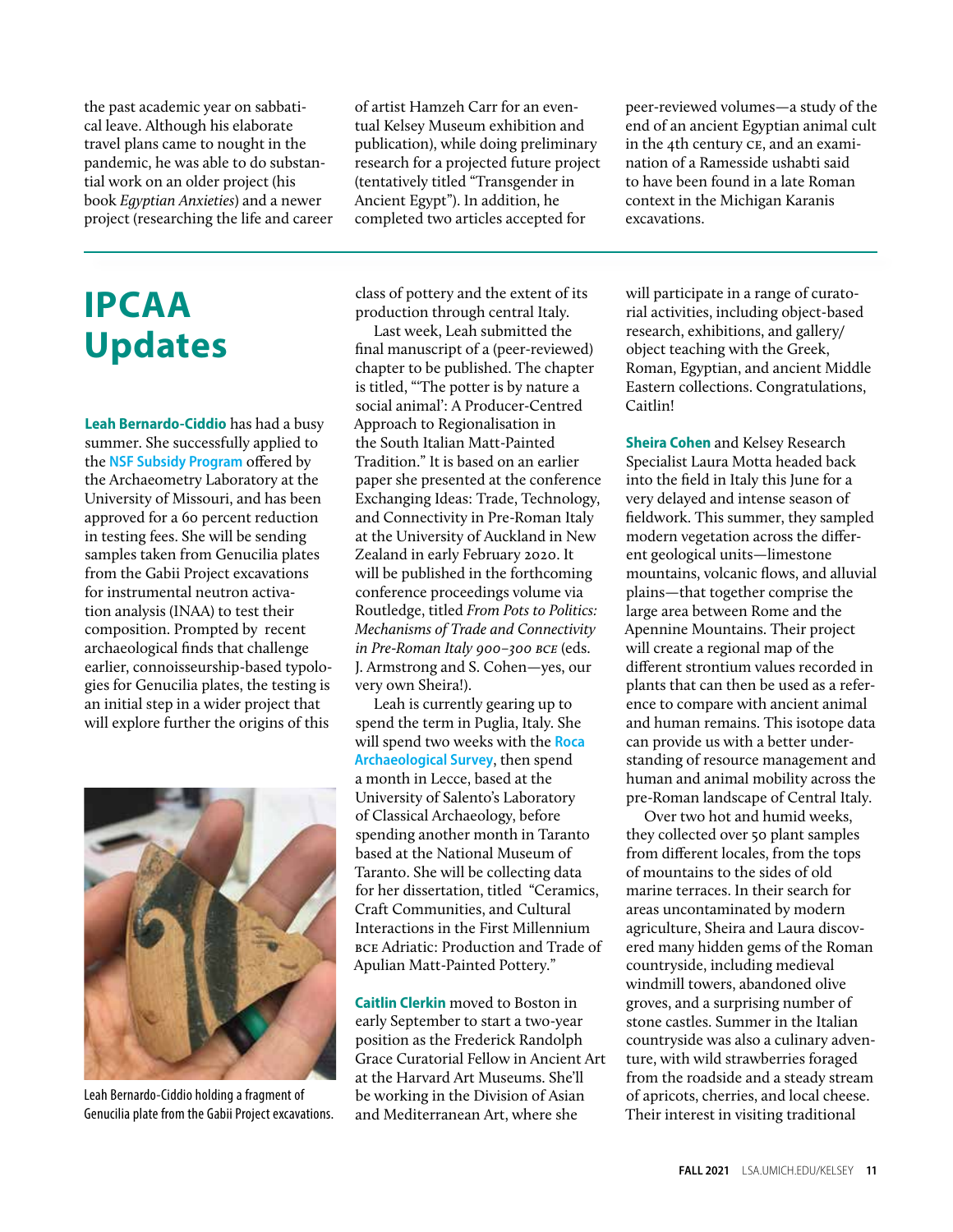the past academic year on sabbatical leave. Although his elaborate travel plans came to nought in the pandemic, he was able to do substantial work on an older project (his book *Egyptian Anxieties*) and a newer project (researching the life and career of artist Hamzeh Carr for an eventual Kelsey Museum exhibition and publication), while doing preliminary research for a projected future project (tentatively titled "Transgender in Ancient Egypt"). In addition, he completed two articles accepted for peer-reviewed volumes—a study of the end of an ancient Egyptian animal cult in the 4th century CE, and an examination of a Ramesside ushabti said to have been found in a late Roman context in the Michigan Karanis excavations.

# IPCAA Updates

**Leah Bernardo-Ciddio** has had a busy summer. She successfully applied to the NSF Subsidy Program offered by the Archaeometry Laboratory at the University of Missouri, and has been approved for a 60 percent reduction in testing fees. She will be sending samples taken from Genucilia plates from the Gabii Project excavations for instrumental neutron activation analysis (INAA) to test their composition. Prompted by recent archaeological finds that challenge earlier, connoisseurship-based typologies for Genucilia plates, the testing is an initial step in a wider project that will explore further the origins of this class of pottery and the extent of its production through central Italy.

Leah Bernardo-Ciddio holding a fragment of Genucilia plate from the Gabii Project excavations.

Last week, Leah submitted the final manuscript of a (peer-reviewed) chapter to be published. The chapter is titled, "'The potter is by nature a social animal': A Producer-Centred Approach to Regionalisation in the South Italian Matt-Painted Tradition." It is based on an earlier paper she presented at the conference Exchanging Ideas: Trade, Technology, and Connectivity in Pre-Roman Italy at the University of Auckland in New Zealand in early February 2020. It will be published in the forthcoming conference proceedings volume via Routledge, titled *From Pots to Politics: Mechanisms of Trade and Connectivity in Pre-Roman Italy 900–300 BCE* (eds. J. Armstrong and S. Cohen—yes, our very own Sheira!).

Leah is currently gearing up to spend the term in Puglia, Italy. She will spend two weeks with the Roca Archaeological Survey, then spend a month in Lecce, based at the University of Salento's Laboratory of Classical Archaeology, before spending another month in Taranto based at the National Museum of Taranto. She will be collecting data for her dissertation, titled "Ceramics, Craft Communities, and Cultural Interactions in the First Millennium BCE Adriatic: Production and Trade of Apulian Matt-Painted Pottery."

**Caitlin Clerkin** moved to Boston in early September to start a two-year position as the Frederick Randolph Grace Curatorial Fellow in Ancient Art at the Harvard Art Museums. She'll be working in the Division of Asian and Mediterranean Art, where she will participate in a range of curatorial activities, including object-based research, exhibitions, and gallery/object teaching with the Greek, Roman, Egyptian, and ancient Middle Eastern collections. Congratulations, Caitlin!

**Sheira Cohen** and Kelsey Research Specialist Laura Motta headed back into the field in Italy this June for a very delayed and intense season of fieldwork. This summer, they sampled modern vegetation across the different geological units—limestone mountains, volcanic flows, and alluvial plains—that together comprise the large area between Rome and the Apennine Mountains. Their project will create a regional map of the different strontium values recorded in plants that can then be used as a reference to compare with ancient animal and human remains. This isotope data can provide us with a better understanding of resource management and human and animal mobility across the pre-Roman landscape of Central Italy.

Over two hot and humid weeks, they collected over 50 plant samples from different locales, from the tops of mountains to the sides of old marine terraces. In their search for areas uncontaminated by modern agriculture, Sheira and Laura discovered many hidden gems of the Roman countryside, including medieval windmill towers, abandoned olive groves, and a surprising number of stone castles. Summer in the Italian countryside was also a culinary adventure, with wild strawberries foraged from the roadside and a steady stream of apricots, cherries, and local cheese. Their interest in visiting traditional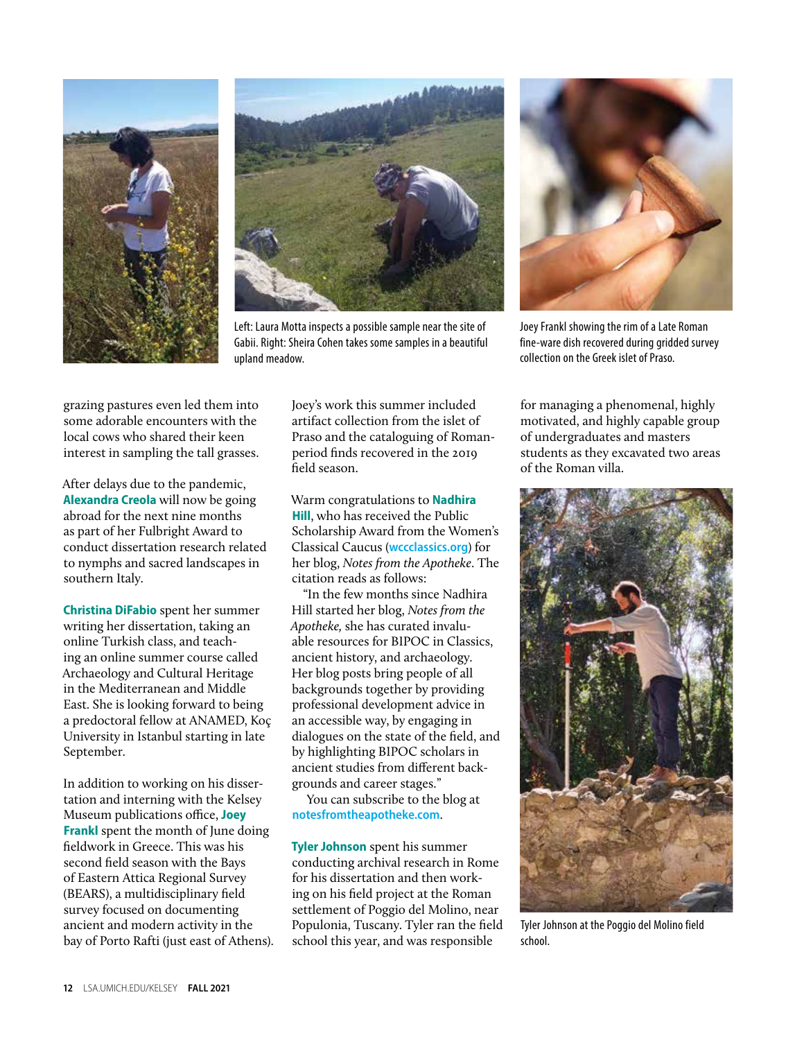Left: Laura Motta inspects a possible sample near the site of Gabii. Right: Sheira Cohen takes some samples in a beautiful upland meadow.

Joey Frankl showing the rim of a Late Roman fine-ware dish recovered during gridded survey collection on the Greek islet of Praso.

grazing pastures even led them into some adorable encounters with the local cows who shared their keen interest in sampling the tall grasses.

After delays due to the pandemic, **Alexandra Creola** will now be going abroad for the next nine months as part of her Fulbright Award to conduct dissertation research related to nymphs and sacred landscapes in southern Italy.

**Christina DiFabio** spent her summer writing her dissertation, taking an online Turkish class, and teaching an online summer course called Archaeology and Cultural Heritage in the Mediterranean and Middle East. She is looking forward to being a predoctoral fellow at ANAMED, Koç University in Istanbul starting in late September.

In addition to working on his dissertation and interning with the Kelsey Museum publications office, **Joey Frankl** spent the month of June doing fieldwork in Greece. This was his second field season with the Bays of Eastern Attica Regional Survey (BEARS), a multidisciplinary field survey focused on documenting ancient and modern activity in the bay of Porto Rafti (just east of Athens). Joey's work this summer included artifact collection from the islet of Praso and the cataloguing of Roman-period finds recovered in the 2019 field season.

Warm congratulations to **Nadhira Hill**, who has received the Public Scholarship Award from the Women's Classical Caucus (wccclassics.org) for her blog, *Notes from the Apotheke*. The citation reads as follows:

"In the few months since Nadhira Hill started her blog, *Notes from the Apotheke,* she has curated invaluable resources for BIPOC in Classics, ancient history, and archaeology. Her blog posts bring people of all backgrounds together by providing professional development advice in an accessible way, by engaging in dialogues on the state of the field, and by highlighting BIPOC scholars in ancient studies from different backgrounds and career stages."

You can subscribe to the blog at notesfromtheapotheke.com.

**Tyler Johnson** spent his summer conducting archival research in Rome for his dissertation and then working on his field project at the Roman settlement of Poggio del Molino, near Populonia, Tuscany. Tyler ran the field school this year, and was responsible for managing a phenomenal, highly motivated, and highly capable group of undergraduates and masters students as they excavated two areas of the Roman villa.

Tyler Johnson at the Poggio del Molino field school.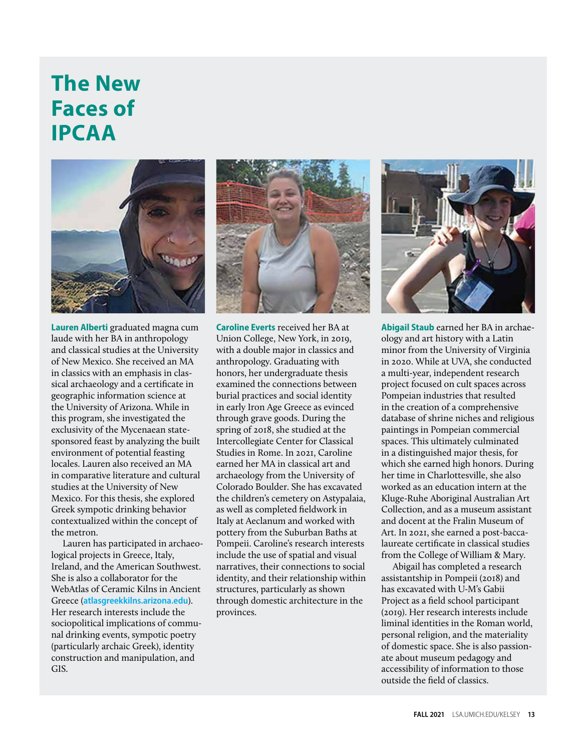# The New Faces of IPCAA

**Lauren Alberti** graduated magna cum laude with her BA in anthropology and classical studies at the University of New Mexico. She received an MA in classics with an emphasis in classical archaeology and a certificate in geographic information science at the University of Arizona. While in this program, she investigated the exclusivity of the Mycenaean state-sponsored feast by analyzing the built environment of potential feasting locales. Lauren also received an MA in comparative literature and cultural studies at the University of New Mexico. For this thesis, she explored Greek sympotic drinking behavior contextualized within the concept of the metron.

Lauren has participated in archaeological projects in Greece, Italy, Ireland, and the American Southwest. She is also a collaborator for the WebAtlas of Ceramic Kilns in Ancient Greece (**atlasgreekkilns.arizona.edu**). Her research interests include the sociopolitical implications of communal drinking events, sympotic poetry (particularly archaic Greek), identity construction and manipulation, and GIS.

**Caroline Everts** received her BA at Union College, New York, in 2019, with a double major in classics and anthropology. Graduating with honors, her undergraduate thesis examined the connections between burial practices and social identity in early Iron Age Greece as evinced through grave goods. During the spring of 2018, she studied at the Intercollegiate Center for Classical Studies in Rome. In 2021, Caroline earned her MA in classical art and archaeology from the University of Colorado Boulder. She has excavated the children's cemetery on Astypalaia, as well as completed fieldwork in Italy at Aeclanum and worked with pottery from the Suburban Baths at Pompeii. Caroline's research interests include the use of spatial and visual narratives, their connections to social identity, and their relationship within structures, particularly as shown through domestic architecture in the provinces.

**Abigail Staub** earned her BA in archaeology and art history with a Latin minor from the University of Virginia in 2020. While at UVA, she conducted a multi-year, independent research project focused on cult spaces across Pompeian industries that resulted in the creation of a comprehensive database of shrine niches and religious paintings in Pompeian commercial spaces. This ultimately culminated in a distinguished major thesis, for which she earned high honors. During her time in Charlottesville, she also worked as an education intern at the Kluge-Ruhe Aboriginal Australian Art Collection, and as a museum assistant and docent at the Fralin Museum of Art. In 2021, she earned a post-baccalaureate certificate in classical studies from the College of William & Mary.

Abigail has completed a research assistantship in Pompeii (2018) and has excavated with U-M's Gabii Project as a field school participant (2019). Her research interests include liminal identities in the Roman world, personal religion, and the materiality of domestic space. She is also passionate about museum pedagogy and accessibility of information to those outside the field of classics.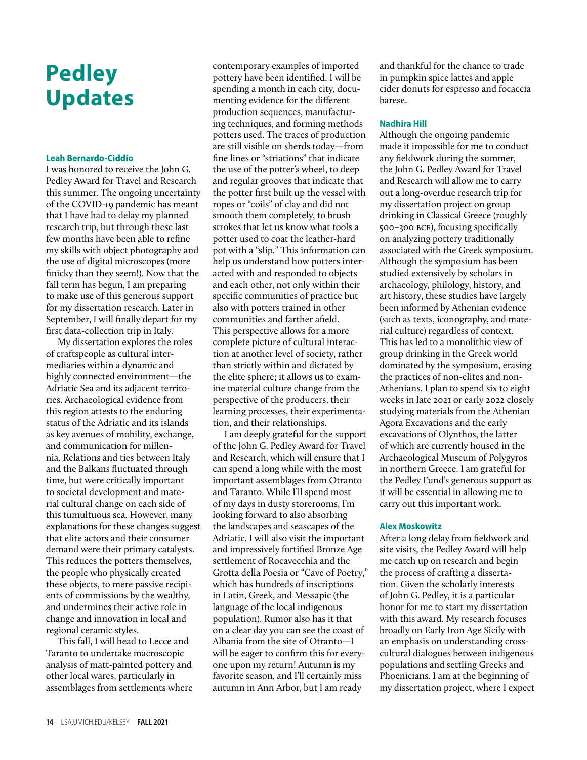# Pedley Updates

### Leah Bernardo-Ciddio

I was honored to receive the John G. Pedley Award for Travel and Research this summer. The ongoing uncertainty of the COVID-19 pandemic has meant that I have had to delay my planned research trip, but through these last few months have been able to refine my skills with object photography and the use of digital microscopes (more finicky than they seem!). Now that the fall term has begun, I am preparing to make use of this generous support for my dissertation research. Later in September, I will finally depart for my first data-collection trip in Italy.

My dissertation explores the roles of craftspeople as cultural intermediaries within a dynamic and highly connected environment—the Adriatic Sea and its adjacent territories. Archaeological evidence from this region attests to the enduring status of the Adriatic and its islands as key avenues of mobility, exchange, and communication for millennia. Relations and ties between Italy and the Balkans fluctuated through time, but were critically important to societal development and material cultural change on each side of this tumultuous sea. However, many explanations for these changes suggest that elite actors and their consumer demand were their primary catalysts. This reduces the potters themselves, the people who physically created these objects, to mere passive recipients of commissions by the wealthy, and undermines their active role in change and innovation in local and regional ceramic styles.

This fall, I will head to Lecce and Taranto to undertake macroscopic analysis of matt-painted pottery and other local wares, particularly in assemblages from settlements where contemporary examples of imported pottery have been identified. I will be spending a month in each city, documenting evidence for the different production sequences, manufacturing techniques, and forming methods potters used. The traces of production are still visible on sherds today—from fine lines or "striations" that indicate the use of the potter's wheel, to deep and regular grooves that indicate that the potter first built up the vessel with ropes or "coils" of clay and did not smooth them completely, to brush strokes that let us know what tools a potter used to coat the leather-hard pot with a "slip." This information can help us understand how potters interacted with and responded to objects and each other, not only within their specific communities of practice but also with potters trained in other communities and farther afield. This perspective allows for a more complete picture of cultural interaction at another level of society, rather than strictly within and dictated by the elite sphere; it allows us to examine material culture change from the perspective of the producers, their learning processes, their experimentation, and their relationships.

I am deeply grateful for the support of the John G. Pedley Award for Travel and Research, which will ensure that I can spend a long while with the most important assemblages from Otranto and Taranto. While I'll spend most of my days in dusty storerooms, I'm looking forward to also absorbing the landscapes and seascapes of the Adriatic. I will also visit the important and impressively fortified Bronze Age settlement of Rocavecchia and the Grotta della Poesia or "Cave of Poetry," which has hundreds of inscriptions in Latin, Greek, and Messapic (the language of the local indigenous population). Rumor also has it that on a clear day you can see the coast of Albania from the site of Otranto—I will be eager to confirm this for everyone upon my return! Autumn is my favorite season, and I'll certainly miss autumn in Ann Arbor, but I am ready and thankful for the chance to trade in pumpkin spice lattes and apple cider donuts for espresso and focaccia barese.

### Nadhira Hill

Although the ongoing pandemic made it impossible for me to conduct any fieldwork during the summer, the John G. Pedley Award for Travel and Research will allow me to carry out a long-overdue research trip for my dissertation project on group drinking in Classical Greece (roughly 500–300 BCE), focusing specifically on analyzing pottery traditionally associated with the Greek symposium. Although the symposium has been studied extensively by scholars in archaeology, philology, history, and art history, these studies have largely been informed by Athenian evidence (such as texts, iconography, and material culture) regardless of context. This has led to a monolithic view of group drinking in the Greek world dominated by the symposium, erasing the practices of non-elites and non-Athenians. I plan to spend six to eight weeks in late 2021 or early 2022 closely studying materials from the Athenian Agora Excavations and the early excavations of Olynthos, the latter of which are currently housed in the Archaeological Museum of Polygyros in northern Greece. I am grateful for the Pedley Fund's generous support as it will be essential in allowing me to carry out this important work.

### Alex Moskowitz

After a long delay from fieldwork and site visits, the Pedley Award will help me catch up on research and begin the process of crafting a dissertation. Given the scholarly interests of John G. Pedley, it is a particular honor for me to start my dissertation with this award. My research focuses broadly on Early Iron Age Sicily with an emphasis on understanding cross-cultural dialogues between indigenous populations and settling Greeks and Phoenicians. I am at the beginning of my dissertation project, where I expect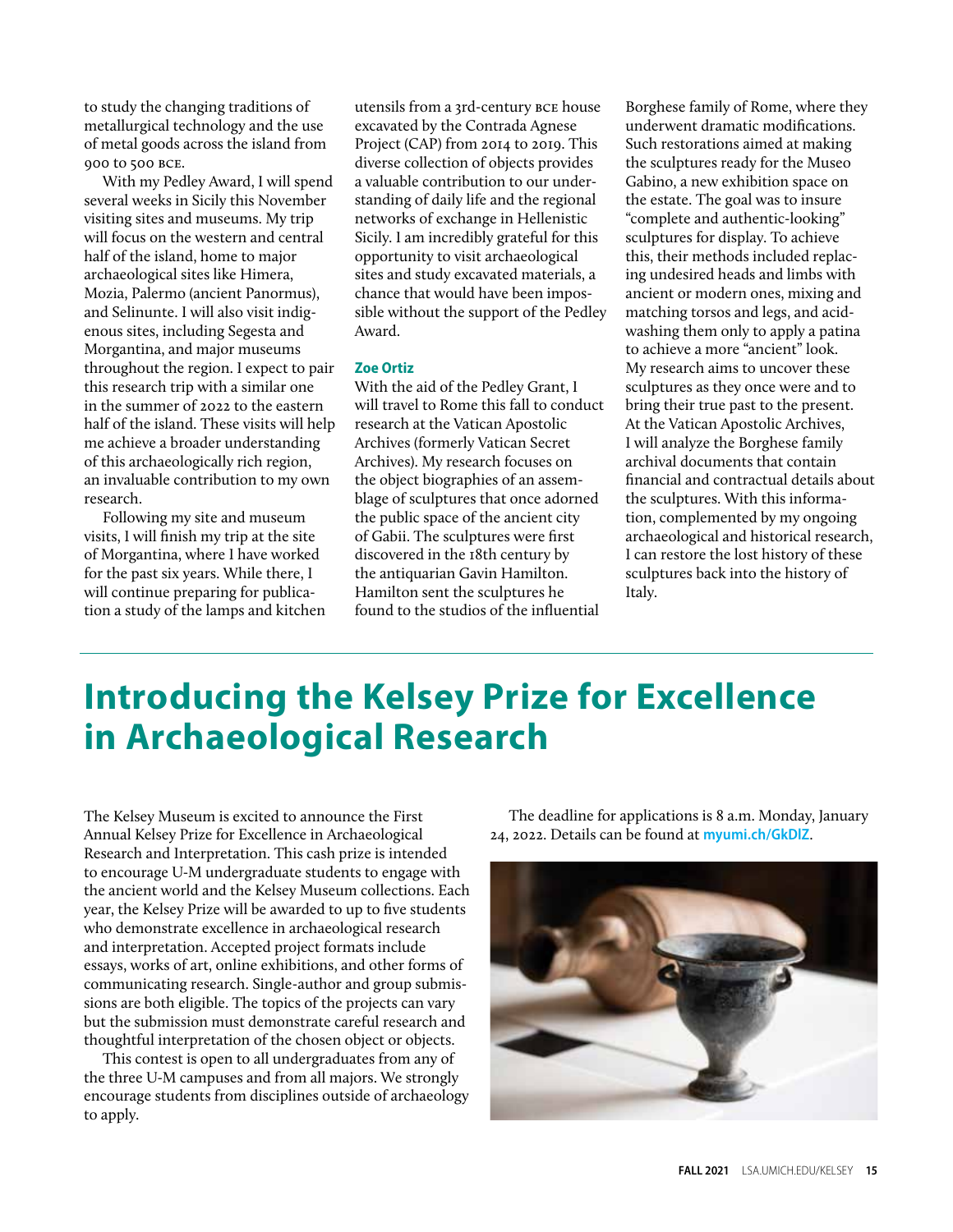to study the changing traditions of metallurgical technology and the use of metal goods across the island from 900 to 500 BCE.

With my Pedley Award, I will spend several weeks in Sicily this November visiting sites and museums. My trip will focus on the western and central half of the island, home to major archaeological sites like Himera, Mozia, Palermo (ancient Panormus), and Selinunte. I will also visit indigenous sites, including Segesta and Morgantina, and major museums throughout the region. I expect to pair this research trip with a similar one in the summer of 2022 to the eastern half of the island. These visits will help me achieve a broader understanding of this archaeologically rich region, an invaluable contribution to my own research.

Following my site and museum visits, I will finish my trip at the site of Morgantina, where I have worked for the past six years. While there, I will continue preparing for publication a study of the lamps and kitchen utensils from a 3rd-century BCE house excavated by the Contrada Agnese Project (CAP) from 2014 to 2019. This diverse collection of objects provides a valuable contribution to our understanding of daily life and the regional networks of exchange in Hellenistic Sicily. I am incredibly grateful for this opportunity to visit archaeological sites and study excavated materials, a chance that would have been impossible without the support of the Pedley Award.

**Zoe Ortiz**

With the aid of the Pedley Grant, I will travel to Rome this fall to conduct research at the Vatican Apostolic Archives (formerly Vatican Secret Archives). My research focuses on the object biographies of an assemblage of sculptures that once adorned the public space of the ancient city of Gabii. The sculptures were first discovered in the 18th century by the antiquarian Gavin Hamilton. Hamilton sent the sculptures he found to the studios of the influential Borghese family of Rome, where they underwent dramatic modifications. Such restorations aimed at making the sculptures ready for the Museo Gabino, a new exhibition space on the estate. The goal was to insure "complete and authentic-looking" sculptures for display. To achieve this, their methods included replacing undesired heads and limbs with ancient or modern ones, mixing and matching torsos and legs, and acid-washing them only to apply a patina to achieve a more "ancient" look. My research aims to uncover these sculptures as they once were and to bring their true past to the present. At the Vatican Apostolic Archives, I will analyze the Borghese family archival documents that contain financial and contractual details about the sculptures. With this information, complemented by my ongoing archaeological and historical research, I can restore the lost history of these sculptures back into the history of Italy.

# Introducing the Kelsey Prize for Excellence in Archaeological Research

The Kelsey Museum is excited to announce the First Annual Kelsey Prize for Excellence in Archaeological Research and Interpretation. This cash prize is intended to encourage U-M undergraduate students to engage with the ancient world and the Kelsey Museum collections. Each year, the Kelsey Prize will be awarded to up to five students who demonstrate excellence in archaeological research and interpretation. Accepted project formats include essays, works of art, online exhibitions, and other forms of communicating research. Single-author and group submissions are both eligible. The topics of the projects can vary but the submission must demonstrate careful research and thoughtful interpretation of the chosen object or objects.

This contest is open to all undergraduates from any of the three U-M campuses and from all majors. We strongly encourage students from disciplines outside of archaeology to apply.

The deadline for applications is 8 a.m. Monday, January 24, 2022. Details can be found at **myumi.ch/GkDlZ**.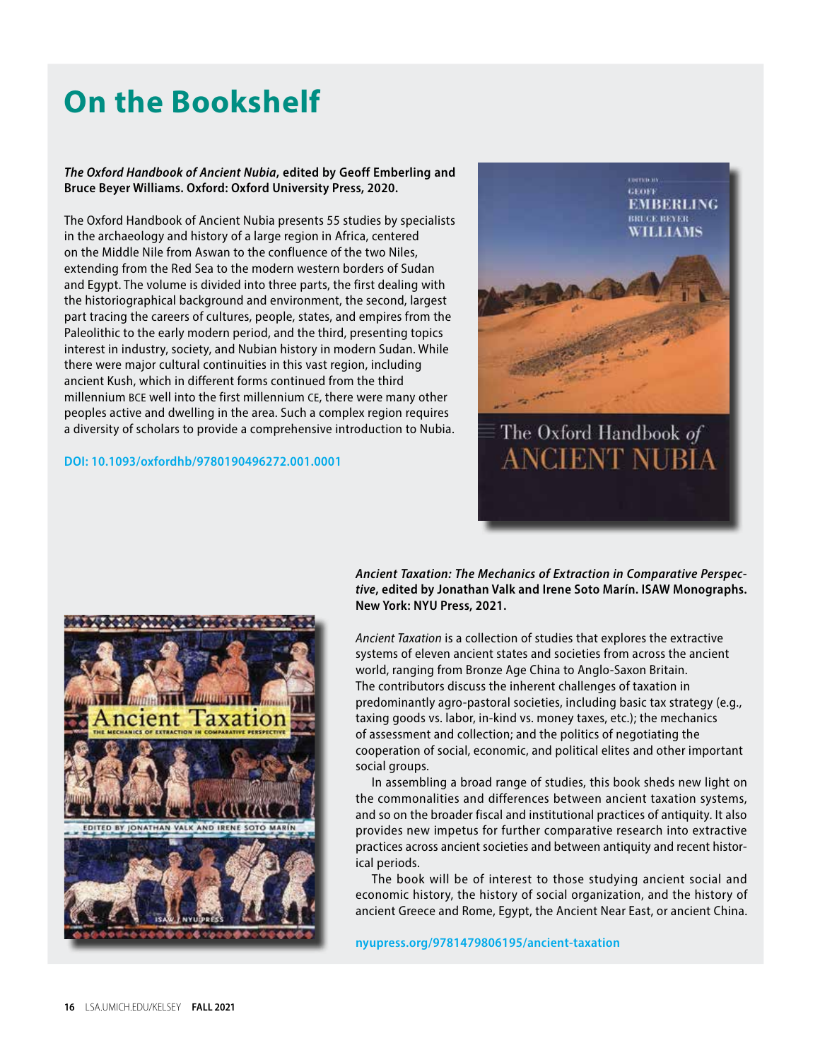# On the Bookshelf

***The Oxford Handbook of Ancient Nubia*, edited by Geoff Emberling and Bruce Beyer Williams. Oxford: Oxford University Press, 2020.**

The Oxford Handbook of Ancient Nubia presents 55 studies by specialists in the archaeology and history of a large region in Africa, centered on the Middle Nile from Aswan to the confluence of the two Niles, extending from the Red Sea to the modern western borders of Sudan and Egypt. The volume is divided into three parts, the first dealing with the historiographical background and environment, the second, largest part tracing the careers of cultures, people, states, and empires from the Paleolithic to the early modern period, and the third, presenting topics interest in industry, society, and Nubian history in modern Sudan. While there were major cultural continuities in this vast region, including ancient Kush, which in different forms continued from the third millennium BCE well into the first millennium CE, there were many other peoples active and dwelling in the area. Such a complex region requires a diversity of scholars to provide a comprehensive introduction to Nubia.

**DOI: 10.1093/oxfordhb/9780190496272.001.0001**

***Ancient Taxation: The Mechanics of Extraction in Comparative Perspective*, edited by Jonathan Valk and Irene Soto Marín. ISAW Monographs. New York: NYU Press, 2021.**

*Ancient Taxation* is a collection of studies that explores the extractive systems of eleven ancient states and societies from across the ancient world, ranging from Bronze Age China to Anglo-Saxon Britain. The contributors discuss the inherent challenges of taxation in predominantly agro-pastoral societies, including basic tax strategy (e.g., taxing goods vs. labor, in-kind vs. money taxes, etc.); the mechanics of assessment and collection; and the politics of negotiating the cooperation of social, economic, and political elites and other important social groups.

In assembling a broad range of studies, this book sheds new light on the commonalities and differences between ancient taxation systems, and so on the broader fiscal and institutional practices of antiquity. It also provides new impetus for further comparative research into extractive practices across ancient societies and between antiquity and recent historical periods.

The book will be of interest to those studying ancient social and economic history, the history of social organization, and the history of ancient Greece and Rome, Egypt, the Ancient Near East, or ancient China.

**nyupress.org/9781479806195/ancient-taxation**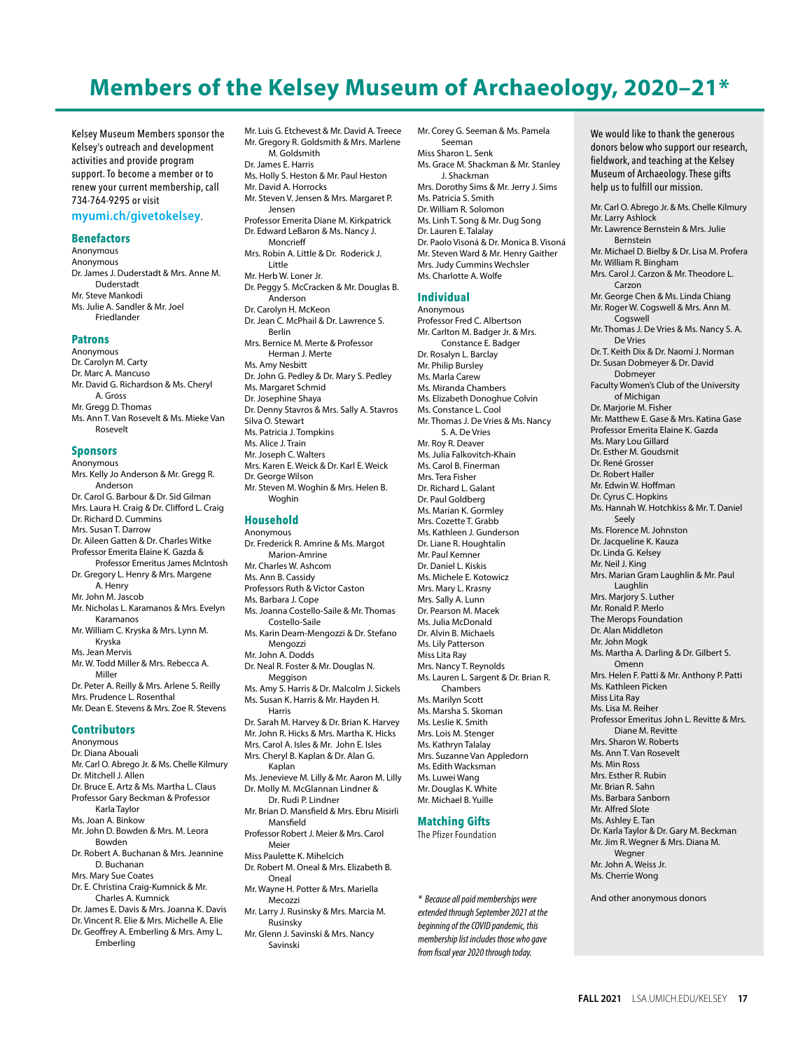# Members of the Kelsey Museum of Archaeology, 2020–21*

Kelsey Museum Members sponsor the Kelsey's outreach and development activities and provide program support. To become a member or to renew your current membership, call 734-764-9295 or visit **myumi.ch/givetokelsey**.

## Benefactors

Anonymous
Anonymous
Dr. James J. Duderstadt & Mrs. Anne M. Duderstadt
Mr. Steve Mankodi
Ms. Julie A. Sandler & Mr. Joel Friedlander

## Patrons

Anonymous
Dr. Carolyn M. Carty
Dr. Marc A. Mancuso
Mr. David G. Richardson & Ms. Cheryl A. Gross
Mr. Gregg D. Thomas
Ms. Ann T. Van Rosevelt & Ms. Mieke Van Rosevelt

## Sponsors

Anonymous
Mrs. Kelly Jo Anderson & Mr. Gregg R. Anderson
Dr. Carol G. Barbour & Dr. Sid Gilman
Mrs. Laura H. Craig & Dr. Clifford L. Craig
Dr. Richard D. Cummins
Mrs. Susan T. Darrow
Dr. Aileen Gatten & Dr. Charles Witke
Professor Emerita Elaine K. Gazda & Professor Emeritus James McIntosh
Dr. Gregory L. Henry & Mrs. Margene A. Henry
Mr. John M. Jascob
Mr. Nicholas L. Karamanos & Mrs. Evelyn Karamanos
Mr. William C. Kryska & Mrs. Lynn M. Kryska
Ms. Jean Mervis
Mr. W. Todd Miller & Mrs. Rebecca A. Miller
Dr. Peter A. Reilly & Mrs. Arlene S. Reilly
Mrs. Prudence L. Rosenthal
Mr. Dean E. Stevens & Mrs. Zoe R. Stevens

## Contributors

Anonymous
Dr. Diana Abouali
Mr. Carl O. Abrego Jr. & Ms. Chelle Kilmury
Dr. Mitchell J. Allen
Dr. Bruce E. Artz & Ms. Martha L. Claus
Professor Gary Beckman & Professor Karla Taylor
Ms. Joan A. Binkow
Mr. John D. Bowden & Mrs. M. Leora Bowden
Dr. Robert A. Buchanan & Mrs. Jeannine D. Buchanan
Mrs. Mary Sue Coates
Dr. E. Christina Craig-Kumnick & Mr. Charles A. Kumnick
Dr. James E. Davis & Mrs. Joanna K. Davis
Dr. Vincent R. Elie & Mrs. Michelle A. Elie
Dr. Geoffrey A. Emberling & Mrs. Amy L. Emberling
Mr. Luis G. Etchevest & Mr. David A. Treece
Mr. Gregory R. Goldsmith & Mrs. Marlene M. Goldsmith
Dr. James E. Harris
Ms. Holly S. Heston & Mr. Paul Heston
Mr. David A. Horrocks
Mr. Steven V. Jensen & Mrs. Margaret P. Jensen
Professor Emerita Diane M. Kirkpatrick
Dr. Edward LeBaron & Ms. Nancy J. Moncrieff
Mrs. Robin A. Little & Dr. Roderick J. Little
Mr. Herb W. Loner Jr.
Dr. Peggy S. McCracken & Mr. Douglas B. Anderson
Dr. Carolyn H. McKeon
Dr. Jean C. McPhail & Dr. Lawrence S. Berlin
Mrs. Bernice M. Merte & Professor Herman J. Merte
Ms. Amy Nesbitt
Dr. John G. Pedley & Dr. Mary S. Pedley
Ms. Margaret Schmid
Dr. Josephine Shaya
Dr. Denny Stavros & Mrs. Sally A. Stavros
Silva O. Stewart
Ms. Patricia J. Tompkins
Ms. Alice J. Train
Mr. Joseph C. Walters
Mrs. Karen E. Weick & Dr. Karl E. Weick
Dr. George Wilson
Mr. Steven M. Woghin & Mrs. Helen B. Woghin

## Household

Anonymous
Dr. Frederick R. Amrine & Ms. Margot Marion-Amrine
Mr. Charles W. Ashcom
Ms. Ann B. Cassidy
Professors Ruth & Victor Caston
Ms. Barbara J. Cope
Ms. Joanna Costello-Saile & Mr. Thomas Costello-Saile
Ms. Karin Deam-Mengozzi & Dr. Stefano Mengozzi
Mr. John A. Dodds
Dr. Neal R. Foster & Mr. Douglas N. Meggison
Ms. Amy S. Harris & Dr. Malcolm J. Sickels
Ms. Susan K. Harris & Mr. Hayden H. Harris
Dr. Sarah M. Harvey & Dr. Brian K. Harvey
Mr. John R. Hicks & Mrs. Martha K. Hicks
Mrs. Carol A. Isles & Mr. John E. Isles
Mrs. Cheryl B. Kaplan & Dr. Alan G. Kaplan
Ms. Jenevieve M. Lilly & Mr. Aaron M. Lilly
Dr. Molly M. McGlannan Lindner & Dr. Rudi P. Lindner
Mr. Brian D. Mansfield & Mrs. Ebru Misirli Mansfield
Professor Robert J. Meier & Mrs. Carol Meier
Miss Paulette K. Mihelcich
Dr. Robert M. Oneal & Mrs. Elizabeth B. Oneal
Mr. Wayne H. Potter & Mrs. Mariella Mecozzi
Mr. Larry J. Rusinsky & Mrs. Marcia M. Rusinsky
Mr. Glenn J. Savinski & Mrs. Nancy Savinski
Mr. Corey G. Seeman & Ms. Pamela Seeman
Miss Sharon L. Senk
Ms. Grace M. Shackman & Mr. Stanley J. Shackman
Mrs. Dorothy Sims & Mr. Jerry J. Sims
Ms. Patricia S. Smith
Dr. William R. Solomon
Ms. Linh T. Song & Mr. Dug Song
Dr. Lauren E. Talalay
Dr. Paolo Visoná & Dr. Monica B. Visoná
Mr. Steven Ward & Mr. Henry Gaither
Mrs. Judy Cummins Wechsler
Ms. Charlotte A. Wolfe

## Individual

Anonymous
Professor Fred C. Albertson
Mr. Carlton M. Badger Jr. & Mrs. Constance E. Badger
Dr. Rosalyn L. Barclay
Mr. Philip Bursley
Ms. Marla Carew
Ms. Miranda Chambers
Ms. Elizabeth Donoghue Colvin
Ms. Constance L. Cool
Mr. Thomas J. De Vries & Ms. Nancy S. A. De Vries
Mr. Roy R. Deaver
Ms. Julia Falkovitch-Khain
Ms. Carol B. Finerman
Mrs. Tera Fisher
Dr. Richard L. Galant
Dr. Paul Goldberg
Ms. Marian K. Gormley
Mrs. Cozette T. Grabb
Ms. Kathleen J. Gunderson
Dr. Liane R. Houghtalin
Mr. Paul Kemner
Dr. Daniel L. Kiskis
Ms. Michele E. Kotowicz
Mrs. Mary L. Krasny
Mrs. Sally A. Lunn
Dr. Pearson M. Macek
Ms. Julia McDonald
Dr. Alvin B. Michaels
Ms. Lily Patterson
Miss Lita Ray
Mrs. Nancy T. Reynolds
Ms. Lauren L. Sargent & Dr. Brian R. Chambers
Ms. Marilyn Scott
Ms. Marsha S. Skoman
Ms. Leslie K. Smith
Mrs. Lois M. Stenger
Ms. Kathryn Talalay
Mrs. Suzanne Van Appledorn
Ms. Edith Wacksman
Ms. Luwei Wang
Mr. Douglas K. White
Mr. Michael B. Yuille

## Matching Gifts

The Pfizer Foundation

*\* Because all paid memberships were extended through September 2021 at the beginning of the COVID pandemic, this membership list includes those who gave from fiscal year 2020 through today.*

---

We would like to thank the generous donors below who support our research, fieldwork, and teaching at the Kelsey Museum of Archaeology. These gifts help us to fulfill our mission.

Mr. Carl O. Abrego Jr. & Ms. Chelle Kilmury
Mr. Larry Ashlock
Mr. Lawrence Bernstein & Mrs. Julie Bernstein
Mr. Michael D. Bielby & Dr. Lisa M. Profera
Mr. William R. Bingham
Mrs. Carol J. Carzon & Mr. Theodore L. Carzon
Mr. George Chen & Ms. Linda Chiang
Mr. Roger W. Cogswell & Mrs. Ann M. Cogswell
Mr. Thomas J. De Vries & Ms. Nancy S. A. De Vries
Dr. T. Keith Dix & Dr. Naomi J. Norman
Dr. Susan Dobmeyer & Dr. David Dobmeyer
Faculty Women's Club of the University of Michigan
Dr. Marjorie M. Fisher
Mr. Matthew E. Gase & Mrs. Katina Gase
Professor Emerita Elaine K. Gazda
Ms. Mary Lou Gillard
Dr. Esther M. Goudsmit
Dr. René Grosser
Dr. Robert Haller
Mr. Edwin W. Hoffman
Dr. Cyrus C. Hopkins
Ms. Hannah W. Hotchkiss & Mr. T. Daniel Seely
Ms. Florence M. Johnston
Dr. Jacqueline K. Kauza
Dr. Linda G. Kelsey
Mr. Neil J. King
Mrs. Marian Gram Laughlin & Mr. Paul Laughlin
Mrs. Marjory S. Luther
Mr. Ronald P. Merlo
The Merops Foundation
Dr. Alan Middleton
Mr. John Mogk
Ms. Martha A. Darling & Dr. Gilbert S. Omenn
Mrs. Helen F. Patti & Mr. Anthony P. Patti
Ms. Kathleen Picken
Miss Lita Ray
Ms. Lisa M. Reiher
Professor Emeritus John L. Revitte & Mrs. Diane M. Revitte
Mrs. Sharon W. Roberts
Ms. Ann T. Van Rosevelt
Ms. Min Ross
Mrs. Esther R. Rubin
Mr. Brian R. Sahn
Ms. Barbara Sanborn
Mr. Alfred Slote
Ms. Ashley E. Tan
Dr. Karla Taylor & Dr. Gary M. Beckman
Mr. Jim R. Wegner & Mrs. Diana M. Wegner
Mr. John A. Weiss Jr.
Ms. Cherrie Wong

And other anonymous donors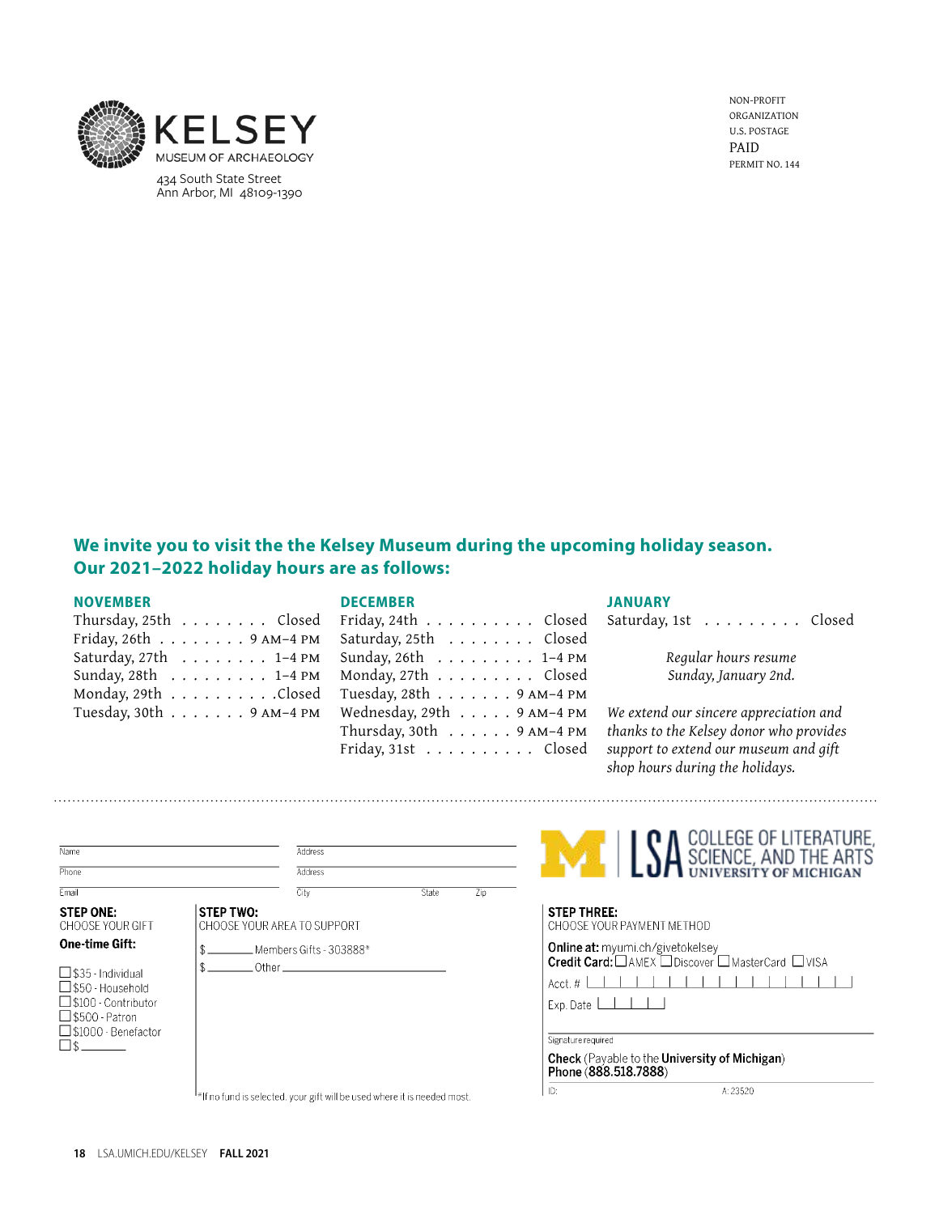KELSEY
MUSEUM OF ARCHAEOLOGY
434 South State Street
Ann Arbor, MI 48109-1390

NON-PROFIT
ORGANIZATION
U.S. POSTAGE
PAID
PERMIT NO. 144

## We invite you to visit the the Kelsey Museum during the upcoming holiday season. Our 2021–2022 holiday hours are as follows:

### NOVEMBER

| | |
|---|---|
| Thursday, 25th | Closed |
| Friday, 26th | 9 AM–4 PM |
| Saturday, 27th | 1–4 PM |
| Sunday, 28th | 1–4 PM |
| Monday, 29th | Closed |
| Tuesday, 30th | 9 AM–4 PM |

### DECEMBER

| | |
|---|---|
| Friday, 24th | Closed |
| Saturday, 25th | Closed |
| Sunday, 26th | 1–4 PM |
| Monday, 27th | Closed |
| Tuesday, 28th | 9 AM–4 PM |
| Wednesday, 29th | 9 AM–4 PM |
| Thursday, 30th | 9 AM–4 PM |
| Friday, 31st | Closed |

### JANUARY

| | |
|---|---|
| Saturday, 1st | Closed |

*Regular hours resume Sunday, January 2nd.*

*We extend our sincere appreciation and thanks to the Kelsey donor who provides support to extend our museum and gift shop hours during the holidays.*

---

Name
Phone
Email
Address
Address
City State Zip

**STEP ONE:**
CHOOSE YOUR GIFT

**One-time Gift:**

- ☐ $35 - Individual
- ☐ $50 - Household
- ☐ $100 - Contributor
- ☐ $500 - Patron
- ☐ $1000 - Benefactor
- ☐ $ _______

**STEP TWO:**
CHOOSE YOUR AREA TO SUPPORT

$ _______ Members Gifts - 303888*
$ _______ Other _______________

*If no fund is selected, your gift will be used where it is needed most.

COLLEGE OF LITERATURE, SCIENCE, AND THE ARTS
UNIVERSITY OF MICHIGAN

**STEP THREE:**
CHOOSE YOUR PAYMENT METHOD

**Online at:** myumi.ch/givetokelsey
**Credit Card:** ☐ AMEX ☐ Discover ☐ MasterCard ☐ VISA

Acct. # 

Exp. Date 

Signature required

**Check** (Payable to the **University of Michigan**)
**Phone** (**888.518.7888**)

ID: A: 23520